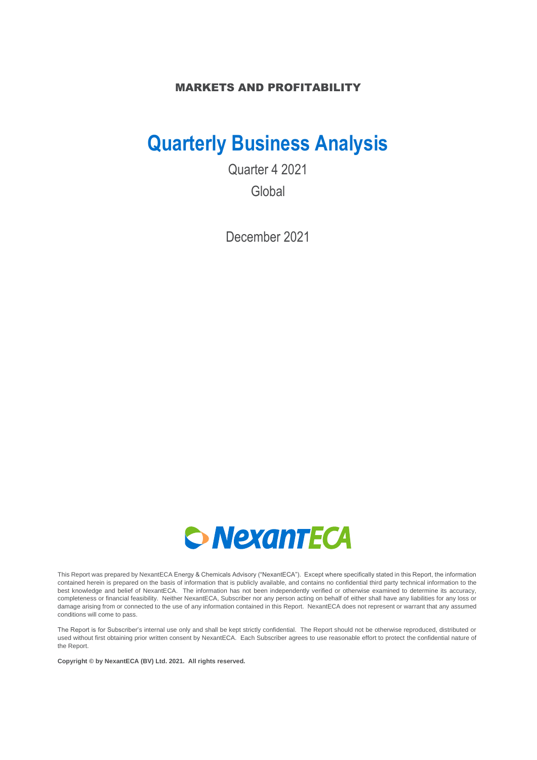MARKETS AND PROFITABILITY

# Quarterly Business Analysis

Quarter 4 2021

Global

December 2021

NexantECA

This Report was prepared by NexantECA Energy & Chemicals Advisory ("NexantECA"). Except where specifically stated in this Report, the information contained herein is prepared on the basis of information that is publicly available, and contains no confidential third party technical information to the best knowledge and belief of NexantECA. The information has not been independently verified or otherwise examined to determine its accuracy, completeness or financial feasibility. Neither NexantECA, Subscriber nor any person acting on behalf of either shall have any liabilities for any loss or damage arising from or connected to the use of any information contained in this Report. NexantECA does not represent or warrant that any assumed conditions will come to pass.

The Report is for Subscriber's internal use only and shall be kept strictly confidential. The Report should not be otherwise reproduced, distributed or used without first obtaining prior written consent by NexantECA. Each Subscriber agrees to use reasonable effort to protect the confidential nature of the Report.

**Copyright © by NexantECA (BV) Ltd. 2021. All rights reserved.**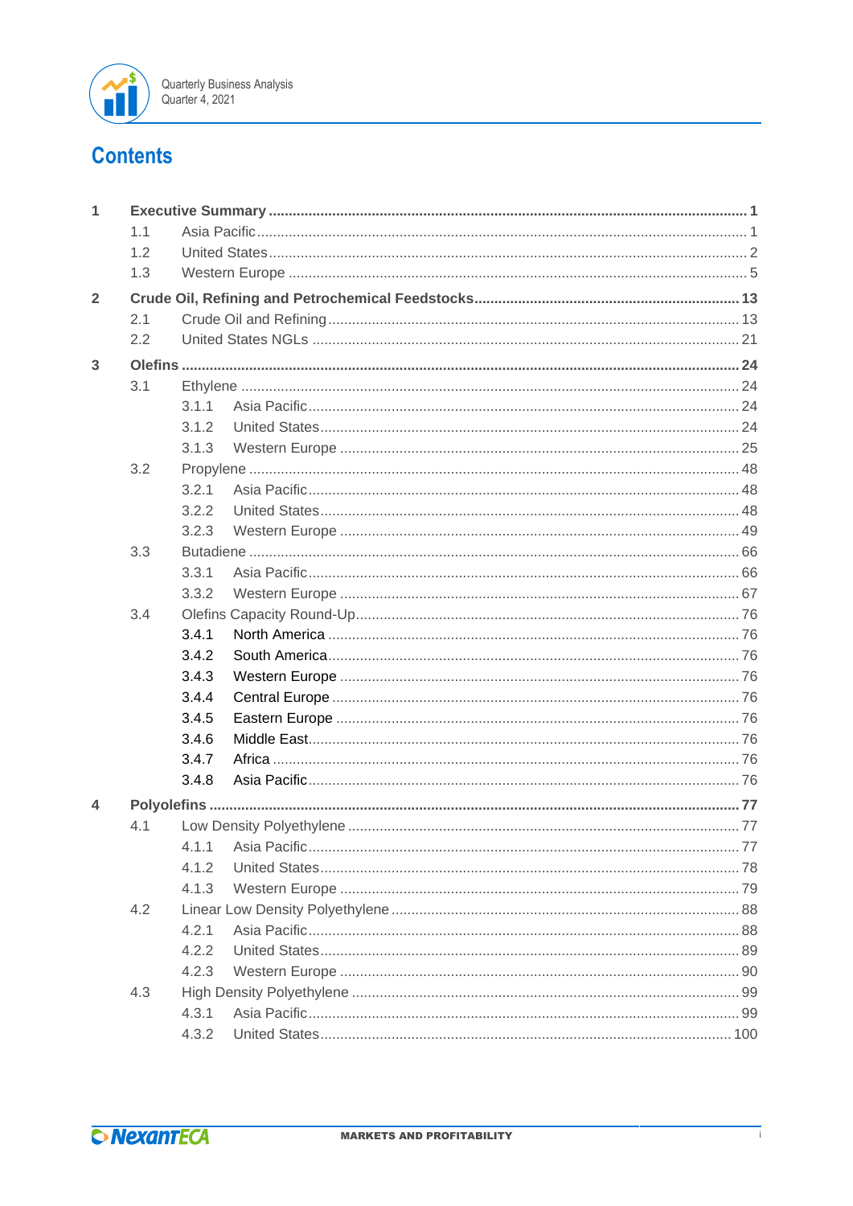# Contents

| | | | | |
|---|---|---|---|---|
| 1 | **Executive Summary** | | | **1** |
| | 1.1 | Asia Pacific | | 1 |
| | 1.2 | United States | | 2 |
| | 1.3 | Western Europe | | 5 |
| 2 | **Crude Oil, Refining and Petrochemical Feedstocks** | | | **13** |
| | 2.1 | Crude Oil and Refining | | 13 |
| | 2.2 | United States NGLs | | 21 |
| 3 | **Olefins** | | | **24** |
| | 3.1 | Ethylene | | 24 |
| | | 3.1.1 | Asia Pacific | 24 |
| | | 3.1.2 | United States | 24 |
| | | 3.1.3 | Western Europe | 25 |
| | 3.2 | Propylene | | 48 |
| | | 3.2.1 | Asia Pacific | 48 |
| | | 3.2.2 | United States | 48 |
| | | 3.2.3 | Western Europe | 49 |
| | 3.3 | Butadiene | | 66 |
| | | 3.3.1 | Asia Pacific | 66 |
| | | 3.3.2 | Western Europe | 67 |
| | 3.4 | Olefins Capacity Round-Up | | 76 |
| | | 3.4.1 | North America | 76 |
| | | 3.4.2 | South America | 76 |
| | | 3.4.3 | Western Europe | 76 |
| | | 3.4.4 | Central Europe | 76 |
| | | 3.4.5 | Eastern Europe | 76 |
| | | 3.4.6 | Middle East | 76 |
| | | 3.4.7 | Africa | 76 |
| | | 3.4.8 | Asia Pacific | 76 |
| 4 | **Polyolefins** | | | **77** |
| | 4.1 | Low Density Polyethylene | | 77 |
| | | 4.1.1 | Asia Pacific | 77 |
| | | 4.1.2 | United States | 78 |
| | | 4.1.3 | Western Europe | 79 |
| | 4.2 | Linear Low Density Polyethylene | | 88 |
| | | 4.2.1 | Asia Pacific | 88 |
| | | 4.2.2 | United States | 89 |
| | | 4.2.3 | Western Europe | 90 |
| | 4.3 | High Density Polyethylene | | 99 |
| | | 4.3.1 | Asia Pacific | 99 |
| | | 4.3.2 | United States | 100 |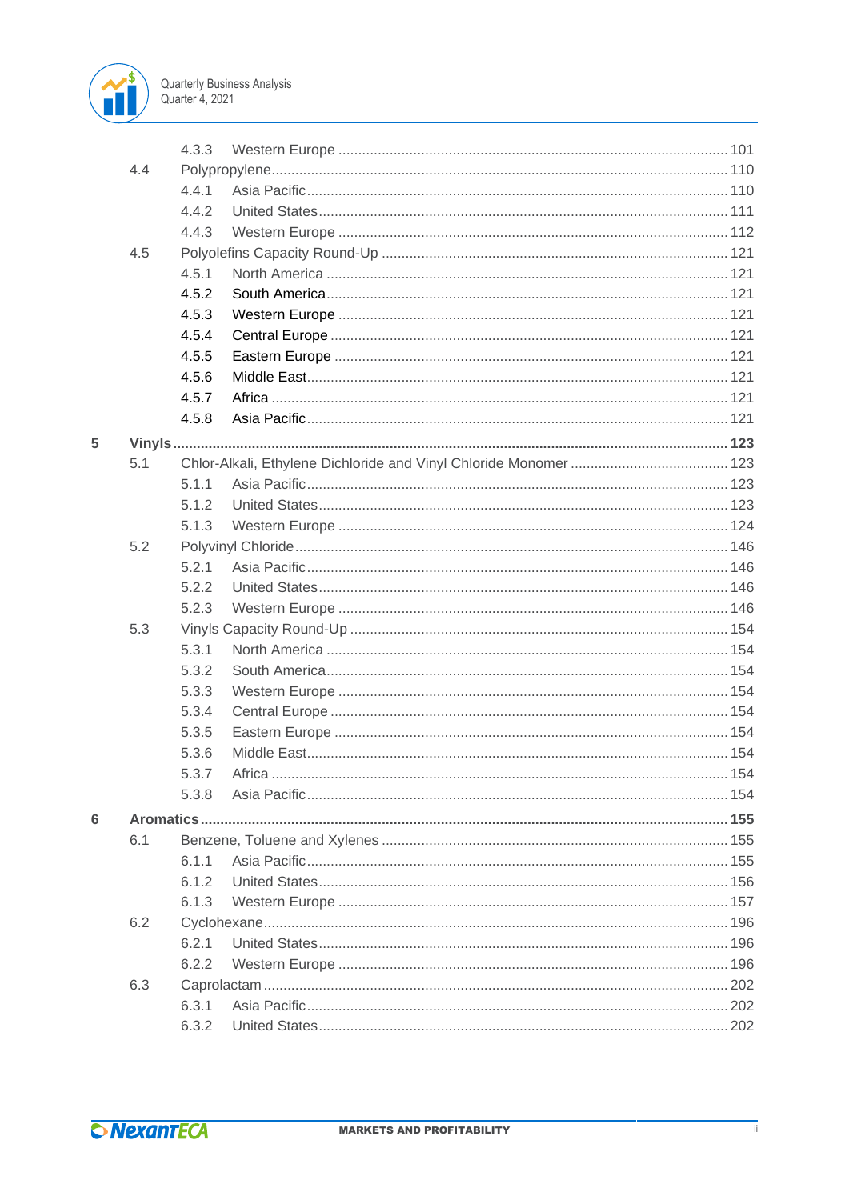4.3.3 Western Europe ..... 101

4.4 Polypropylene ..... 110

4.4.1 Asia Pacific ..... 110

4.4.2 United States ..... 111

4.4.3 Western Europe ..... 112

4.5 Polyolefins Capacity Round-Up ..... 121

4.5.1 North America ..... 121

4.5.2 South America ..... 121

4.5.3 Western Europe ..... 121

4.5.4 Central Europe ..... 121

4.5.5 Eastern Europe ..... 121

4.5.6 Middle East ..... 121

4.5.7 Africa ..... 121

4.5.8 Asia Pacific ..... 121

**5 Vinyls ..... 123**

5.1 Chlor-Alkali, Ethylene Dichloride and Vinyl Chloride Monomer ..... 123

5.1.1 Asia Pacific ..... 123

5.1.2 United States ..... 123

5.1.3 Western Europe ..... 124

5.2 Polyvinyl Chloride ..... 146

5.2.1 Asia Pacific ..... 146

5.2.2 United States ..... 146

5.2.3 Western Europe ..... 146

5.3 Vinyls Capacity Round-Up ..... 154

5.3.1 North America ..... 154

5.3.2 South America ..... 154

5.3.3 Western Europe ..... 154

5.3.4 Central Europe ..... 154

5.3.5 Eastern Europe ..... 154

5.3.6 Middle East ..... 154

5.3.7 Africa ..... 154

5.3.8 Asia Pacific ..... 154

**6 Aromatics ..... 155**

6.1 Benzene, Toluene and Xylenes ..... 155

6.1.1 Asia Pacific ..... 155

6.1.2 United States ..... 156

6.1.3 Western Europe ..... 157

6.2 Cyclohexane ..... 196

6.2.1 United States ..... 196

6.2.2 Western Europe ..... 196

6.3 Caprolactam ..... 202

6.3.1 Asia Pacific ..... 202

6.3.2 United States ..... 202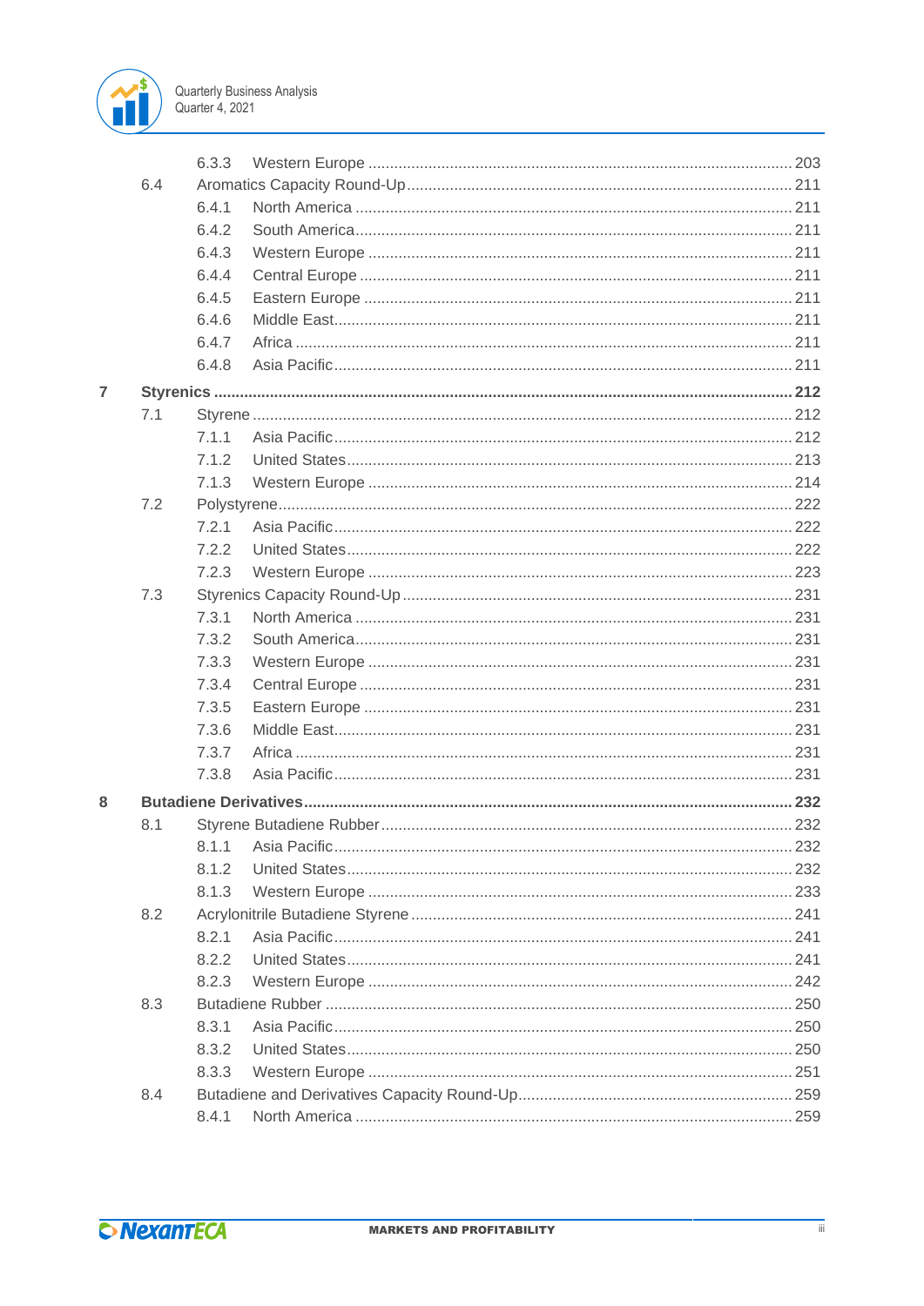6.3.3 Western Europe ..... 203

6.4 Aromatics Capacity Round-Up ..... 211

6.4.1 North America ..... 211

6.4.2 South America ..... 211

6.4.3 Western Europe ..... 211

6.4.4 Central Europe ..... 211

6.4.5 Eastern Europe ..... 211

6.4.6 Middle East ..... 211

6.4.7 Africa ..... 211

6.4.8 Asia Pacific ..... 211

**7 Styrenics ..... 212**

7.1 Styrene ..... 212

7.1.1 Asia Pacific ..... 212

7.1.2 United States ..... 213

7.1.3 Western Europe ..... 214

7.2 Polystyrene ..... 222

7.2.1 Asia Pacific ..... 222

7.2.2 United States ..... 222

7.2.3 Western Europe ..... 223

7.3 Styrenics Capacity Round-Up ..... 231

7.3.1 North America ..... 231

7.3.2 South America ..... 231

7.3.3 Western Europe ..... 231

7.3.4 Central Europe ..... 231

7.3.5 Eastern Europe ..... 231

7.3.6 Middle East ..... 231

7.3.7 Africa ..... 231

7.3.8 Asia Pacific ..... 231

**8 Butadiene Derivatives ..... 232**

8.1 Styrene Butadiene Rubber ..... 232

8.1.1 Asia Pacific ..... 232

8.1.2 United States ..... 232

8.1.3 Western Europe ..... 233

8.2 Acrylonitrile Butadiene Styrene ..... 241

8.2.1 Asia Pacific ..... 241

8.2.2 United States ..... 241

8.2.3 Western Europe ..... 242

8.3 Butadiene Rubber ..... 250

8.3.1 Asia Pacific ..... 250

8.3.2 United States ..... 250

8.3.3 Western Europe ..... 251

8.4 Butadiene and Derivatives Capacity Round-Up ..... 259

8.4.1 North America ..... 259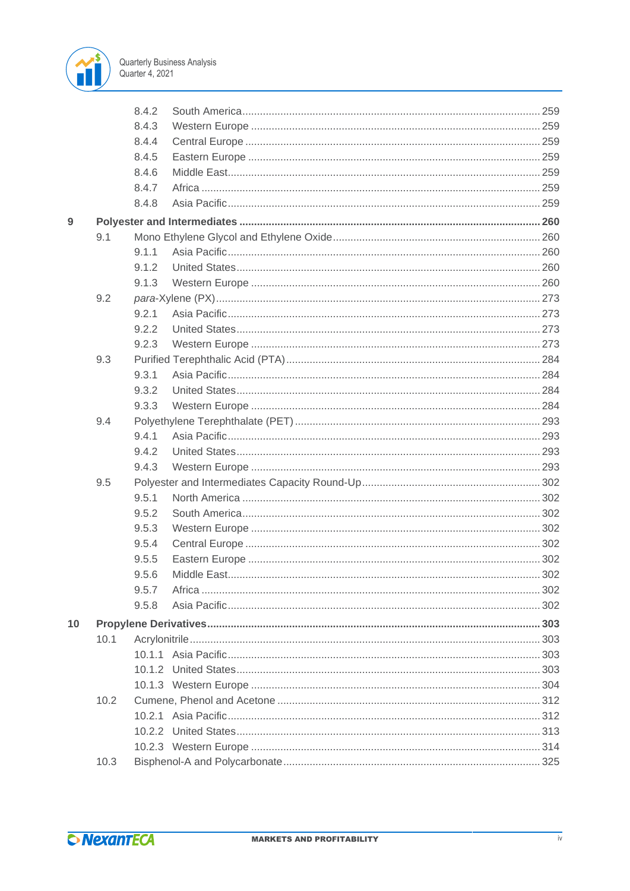8.4.2 South America ... 259
8.4.3 Western Europe ... 259
8.4.4 Central Europe ... 259
8.4.5 Eastern Europe ... 259
8.4.6 Middle East ... 259
8.4.7 Africa ... 259
8.4.8 Asia Pacific ... 259

**9 Polyester and Intermediates ... 260**

9.1 Mono Ethylene Glycol and Ethylene Oxide ... 260
9.1.1 Asia Pacific ... 260
9.1.2 United States ... 260
9.1.3 Western Europe ... 260
9.2 *para*-Xylene (PX) ... 273
9.2.1 Asia Pacific ... 273
9.2.2 United States ... 273
9.2.3 Western Europe ... 273
9.3 Purified Terephthalic Acid (PTA) ... 284
9.3.1 Asia Pacific ... 284
9.3.2 United States ... 284
9.3.3 Western Europe ... 284
9.4 Polyethylene Terephthalate (PET) ... 293
9.4.1 Asia Pacific ... 293
9.4.2 United States ... 293
9.4.3 Western Europe ... 293
9.5 Polyester and Intermediates Capacity Round-Up ... 302
9.5.1 North America ... 302
9.5.2 South America ... 302
9.5.3 Western Europe ... 302
9.5.4 Central Europe ... 302
9.5.5 Eastern Europe ... 302
9.5.6 Middle East ... 302
9.5.7 Africa ... 302
9.5.8 Asia Pacific ... 302

**10 Propylene Derivatives ... 303**

10.1 Acrylonitrile ... 303
10.1.1 Asia Pacific ... 303
10.1.2 United States ... 303
10.1.3 Western Europe ... 304
10.2 Cumene, Phenol and Acetone ... 312
10.2.1 Asia Pacific ... 312
10.2.2 United States ... 313
10.2.3 Western Europe ... 314
10.3 Bisphenol-A and Polycarbonate ... 325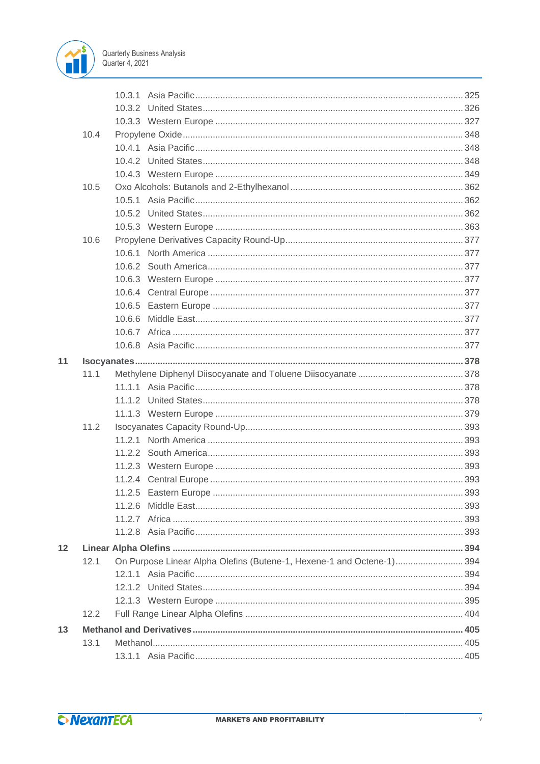- 10.3.1 Asia Pacific ..... 325
- 10.3.2 United States ..... 326
- 10.3.3 Western Europe ..... 327
- 10.4 Propylene Oxide ..... 348
  - 10.4.1 Asia Pacific ..... 348
  - 10.4.2 United States ..... 348
  - 10.4.3 Western Europe ..... 349
- 10.5 Oxo Alcohols: Butanols and 2-Ethylhexanol ..... 362
  - 10.5.1 Asia Pacific ..... 362
  - 10.5.2 United States ..... 362
  - 10.5.3 Western Europe ..... 363
- 10.6 Propylene Derivatives Capacity Round-Up ..... 377
  - 10.6.1 North America ..... 377
  - 10.6.2 South America ..... 377
  - 10.6.3 Western Europe ..... 377
  - 10.6.4 Central Europe ..... 377
  - 10.6.5 Eastern Europe ..... 377
  - 10.6.6 Middle East ..... 377
  - 10.6.7 Africa ..... 377
  - 10.6.8 Asia Pacific ..... 377

**11 Isocyanates ..... 378**

- 11.1 Methylene Diphenyl Diisocyanate and Toluene Diisocyanate ..... 378
  - 11.1.1 Asia Pacific ..... 378
  - 11.1.2 United States ..... 378
  - 11.1.3 Western Europe ..... 379
- 11.2 Isocyanates Capacity Round-Up ..... 393
  - 11.2.1 North America ..... 393
  - 11.2.2 South America ..... 393
  - 11.2.3 Western Europe ..... 393
  - 11.2.4 Central Europe ..... 393
  - 11.2.5 Eastern Europe ..... 393
  - 11.2.6 Middle East ..... 393
  - 11.2.7 Africa ..... 393
  - 11.2.8 Asia Pacific ..... 393

**12 Linear Alpha Olefins ..... 394**

- 12.1 On Purpose Linear Alpha Olefins (Butene-1, Hexene-1 and Octene-1) ..... 394
  - 12.1.1 Asia Pacific ..... 394
  - 12.1.2 United States ..... 394
  - 12.1.3 Western Europe ..... 395
- 12.2 Full Range Linear Alpha Olefins ..... 404

**13 Methanol and Derivatives ..... 405**

- 13.1 Methanol ..... 405
  - 13.1.1 Asia Pacific ..... 405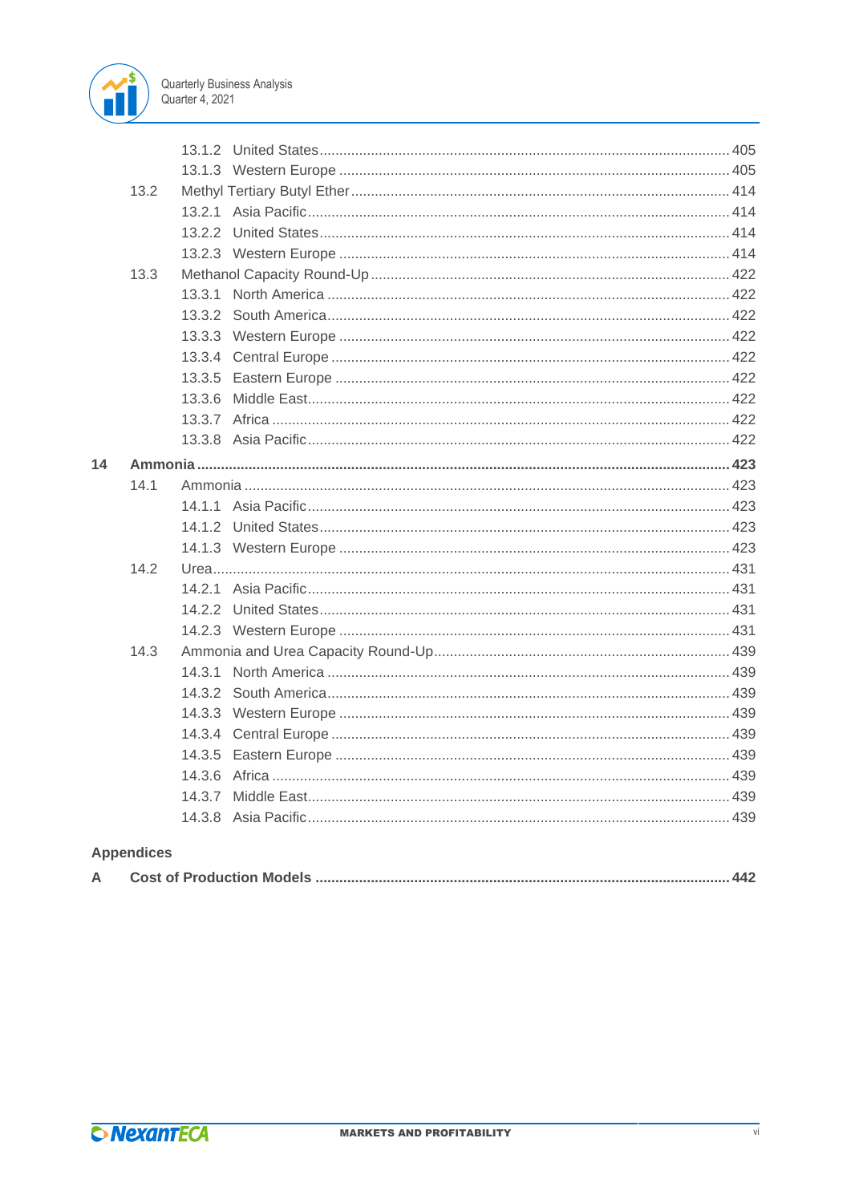| | | |
|---|---|---|
| | 13.1.2 United States | 405 |
| | 13.1.3 Western Europe | 405 |
| 13.2 | Methyl Tertiary Butyl Ether | 414 |
| | 13.2.1 Asia Pacific | 414 |
| | 13.2.2 United States | 414 |
| | 13.2.3 Western Europe | 414 |
| 13.3 | Methanol Capacity Round-Up | 422 |
| | 13.3.1 North America | 422 |
| | 13.3.2 South America | 422 |
| | 13.3.3 Western Europe | 422 |
| | 13.3.4 Central Europe | 422 |
| | 13.3.5 Eastern Europe | 422 |
| | 13.3.6 Middle East | 422 |
| | 13.3.7 Africa | 422 |
| | 13.3.8 Asia Pacific | 422 |
| **14** | **Ammonia** | **423** |
| 14.1 | Ammonia | 423 |
| | 14.1.1 Asia Pacific | 423 |
| | 14.1.2 United States | 423 |
| | 14.1.3 Western Europe | 423 |
| 14.2 | Urea | 431 |
| | 14.2.1 Asia Pacific | 431 |
| | 14.2.2 United States | 431 |
| | 14.2.3 Western Europe | 431 |
| 14.3 | Ammonia and Urea Capacity Round-Up | 439 |
| | 14.3.1 North America | 439 |
| | 14.3.2 South America | 439 |
| | 14.3.3 Western Europe | 439 |
| | 14.3.4 Central Europe | 439 |
| | 14.3.5 Eastern Europe | 439 |
| | 14.3.6 Africa | 439 |
| | 14.3.7 Middle East | 439 |
| | 14.3.8 Asia Pacific | 439 |

**Appendices**

| | | |
|---|---|---|
| **A** | **Cost of Production Models** | **442** |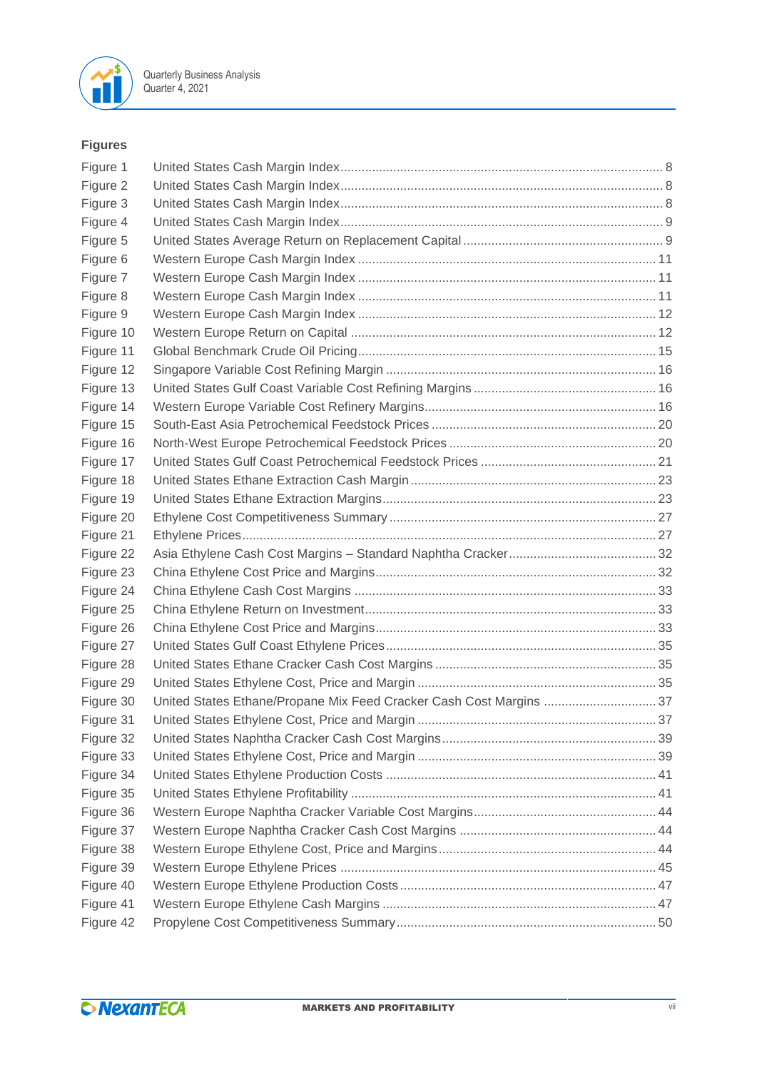## Figures

| | | |
|---|---|---|
| Figure 1 | United States Cash Margin Index | 8 |
| Figure 2 | United States Cash Margin Index | 8 |
| Figure 3 | United States Cash Margin Index | 8 |
| Figure 4 | United States Cash Margin Index | 9 |
| Figure 5 | United States Average Return on Replacement Capital | 9 |
| Figure 6 | Western Europe Cash Margin Index | 11 |
| Figure 7 | Western Europe Cash Margin Index | 11 |
| Figure 8 | Western Europe Cash Margin Index | 11 |
| Figure 9 | Western Europe Cash Margin Index | 12 |
| Figure 10 | Western Europe Return on Capital | 12 |
| Figure 11 | Global Benchmark Crude Oil Pricing | 15 |
| Figure 12 | Singapore Variable Cost Refining Margin | 16 |
| Figure 13 | United States Gulf Coast Variable Cost Refining Margins | 16 |
| Figure 14 | Western Europe Variable Cost Refinery Margins | 16 |
| Figure 15 | South-East Asia Petrochemical Feedstock Prices | 20 |
| Figure 16 | North-West Europe Petrochemical Feedstock Prices | 20 |
| Figure 17 | United States Gulf Coast Petrochemical Feedstock Prices | 21 |
| Figure 18 | United States Ethane Extraction Cash Margin | 23 |
| Figure 19 | United States Ethane Extraction Margins | 23 |
| Figure 20 | Ethylene Cost Competitiveness Summary | 27 |
| Figure 21 | Ethylene Prices | 27 |
| Figure 22 | Asia Ethylene Cash Cost Margins – Standard Naphtha Cracker | 32 |
| Figure 23 | China Ethylene Cost Price and Margins | 32 |
| Figure 24 | China Ethylene Cash Cost Margins | 33 |
| Figure 25 | China Ethylene Return on Investment | 33 |
| Figure 26 | China Ethylene Cost Price and Margins | 33 |
| Figure 27 | United States Gulf Coast Ethylene Prices | 35 |
| Figure 28 | United States Ethane Cracker Cash Cost Margins | 35 |
| Figure 29 | United States Ethylene Cost, Price and Margin | 35 |
| Figure 30 | United States Ethane/Propane Mix Feed Cracker Cash Cost Margins | 37 |
| Figure 31 | United States Ethylene Cost, Price and Margin | 37 |
| Figure 32 | United States Naphtha Cracker Cash Cost Margins | 39 |
| Figure 33 | United States Ethylene Cost, Price and Margin | 39 |
| Figure 34 | United States Ethylene Production Costs | 41 |
| Figure 35 | United States Ethylene Profitability | 41 |
| Figure 36 | Western Europe Naphtha Cracker Variable Cost Margins | 44 |
| Figure 37 | Western Europe Naphtha Cracker Cash Cost Margins | 44 |
| Figure 38 | Western Europe Ethylene Cost, Price and Margins | 44 |
| Figure 39 | Western Europe Ethylene Prices | 45 |
| Figure 40 | Western Europe Ethylene Production Costs | 47 |
| Figure 41 | Western Europe Ethylene Cash Margins | 47 |
| Figure 42 | Propylene Cost Competitiveness Summary | 50 |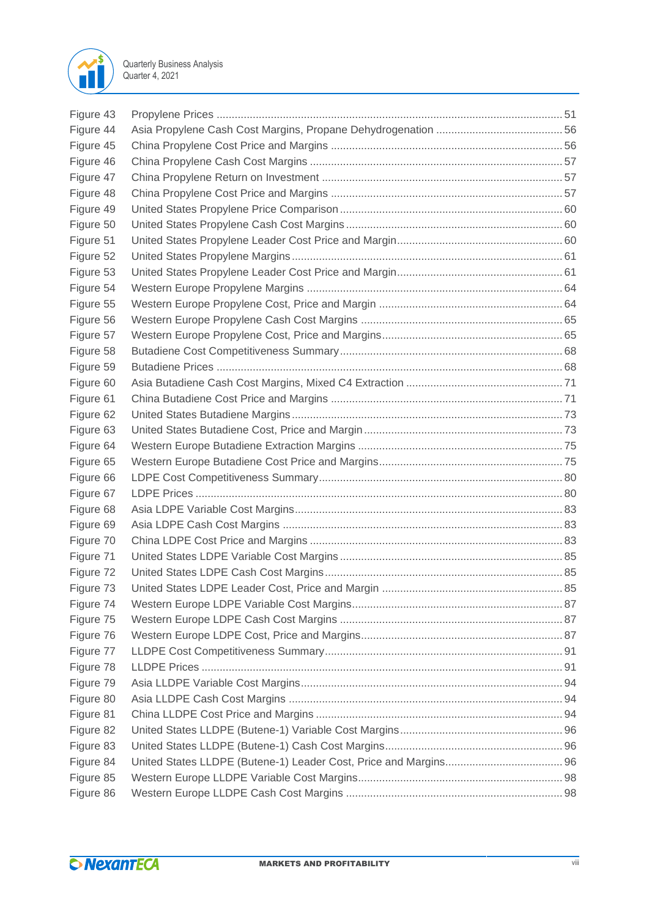Figure 43 Propylene Prices ................................................................................................. 51
Figure 44 Asia Propylene Cash Cost Margins, Propane Dehydrogenation .......................................... 56
Figure 45 China Propylene Cost Price and Margins ............................................................................ 56
Figure 46 China Propylene Cash Cost Margins .................................................................................. 57
Figure 47 China Propylene Return on Investment ............................................................................... 57
Figure 48 China Propylene Cost Price and Margins ............................................................................ 57
Figure 49 United States Propylene Price Comparison ......................................................................... 60
Figure 50 United States Propylene Cash Cost Margins ....................................................................... 60
Figure 51 United States Propylene Leader Cost Price and Margin ...................................................... 60
Figure 52 United States Propylene Margins ......................................................................................... 61
Figure 53 United States Propylene Leader Cost Price and Margin ...................................................... 61
Figure 54 Western Europe Propylene Margins .................................................................................... 64
Figure 55 Western Europe Propylene Cost, Price and Margin ............................................................ 64
Figure 56 Western Europe Propylene Cash Cost Margins .................................................................. 65
Figure 57 Western Europe Propylene Cost, Price and Margins ........................................................... 65
Figure 58 Butadiene Cost Competitiveness Summary ......................................................................... 68
Figure 59 Butadiene Prices ................................................................................................................. 68
Figure 60 Asia Butadiene Cash Cost Margins, Mixed C4 Extraction .................................................... 71
Figure 61 China Butadiene Cost Price and Margins ............................................................................ 71
Figure 62 United States Butadiene Margins ......................................................................................... 73
Figure 63 United States Butadiene Cost, Price and Margin ................................................................. 73
Figure 64 Western Europe Butadiene Extraction Margins ................................................................... 75
Figure 65 Western Europe Butadiene Cost Price and Margins ............................................................ 75
Figure 66 LDPE Cost Competitiveness Summary ................................................................................ 80
Figure 67 LDPE Prices ........................................................................................................................ 80
Figure 68 Asia LDPE Variable Cost Margins ........................................................................................ 83
Figure 69 Asia LDPE Cash Cost Margins ............................................................................................ 83
Figure 70 China LDPE Cost Price and Margins ................................................................................... 83
Figure 71 United States LDPE Variable Cost Margins ......................................................................... 85
Figure 72 United States LDPE Cash Cost Margins .............................................................................. 85
Figure 73 United States LDPE Leader Cost, Price and Margin ............................................................ 85
Figure 74 Western Europe LDPE Variable Cost Margins ..................................................................... 87
Figure 75 Western Europe LDPE Cash Cost Margins ......................................................................... 87
Figure 76 Western Europe LDPE Cost, Price and Margins .................................................................. 87
Figure 77 LLDPE Cost Competitiveness Summary .............................................................................. 91
Figure 78 LLDPE Prices ...................................................................................................................... 91
Figure 79 Asia LLDPE Variable Cost Margins ...................................................................................... 94
Figure 80 Asia LLDPE Cash Cost Margins .......................................................................................... 94
Figure 81 China LLDPE Cost Price and Margins ................................................................................. 94
Figure 82 United States LLDPE (Butene-1) Variable Cost Margins ..................................................... 96
Figure 83 United States LLDPE (Butene-1) Cash Cost Margins .......................................................... 96
Figure 84 United States LLDPE (Butene-1) Leader Cost, Price and Margins ...................................... 96
Figure 85 Western Europe LLDPE Variable Cost Margins ................................................................... 98
Figure 86 Western Europe LLDPE Cash Cost Margins ....................................................................... 98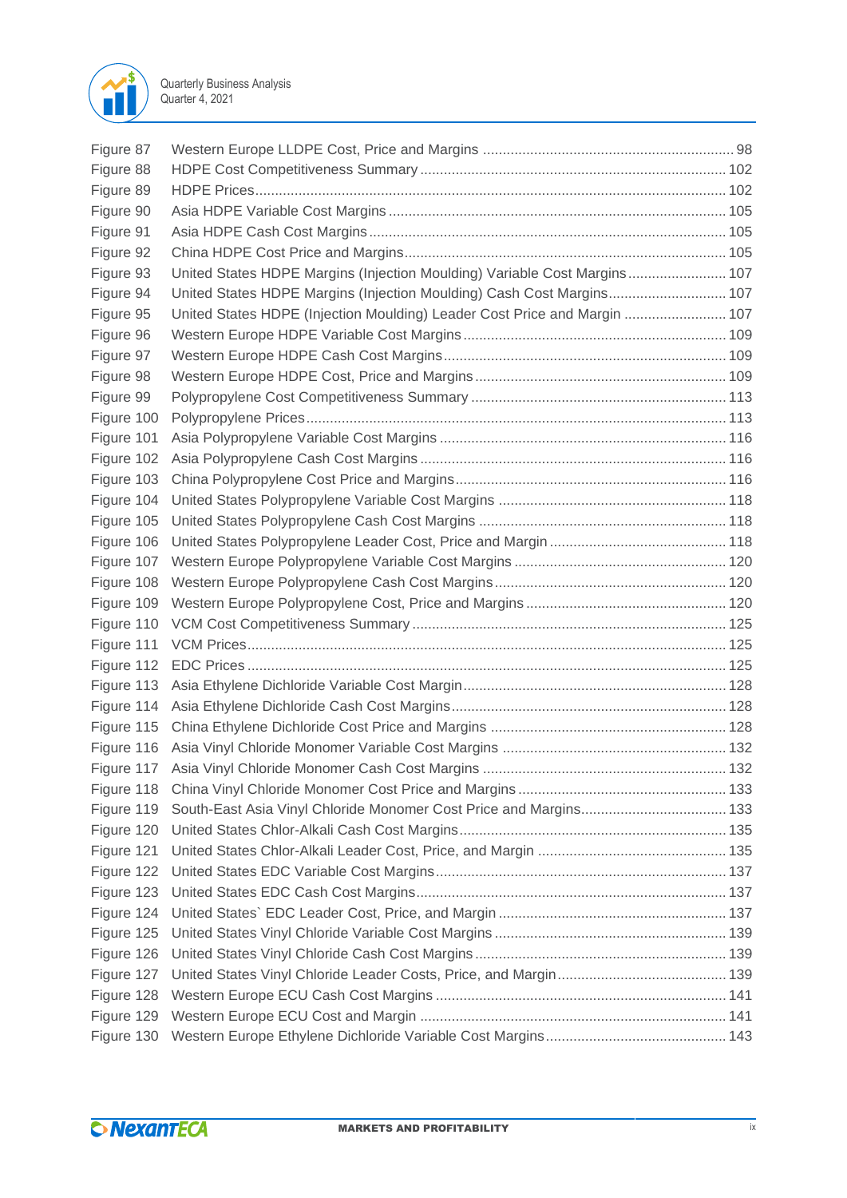| | | |
|---|---|---|
| Figure 87 | Western Europe LLDPE Cost, Price and Margins | 98 |
| Figure 88 | HDPE Cost Competitiveness Summary | 102 |
| Figure 89 | HDPE Prices | 102 |
| Figure 90 | Asia HDPE Variable Cost Margins | 105 |
| Figure 91 | Asia HDPE Cash Cost Margins | 105 |
| Figure 92 | China HDPE Cost Price and Margins | 105 |
| Figure 93 | United States HDPE Margins (Injection Moulding) Variable Cost Margins | 107 |
| Figure 94 | United States HDPE Margins (Injection Moulding) Cash Cost Margins | 107 |
| Figure 95 | United States HDPE (Injection Moulding) Leader Cost Price and Margin | 107 |
| Figure 96 | Western Europe HDPE Variable Cost Margins | 109 |
| Figure 97 | Western Europe HDPE Cash Cost Margins | 109 |
| Figure 98 | Western Europe HDPE Cost, Price and Margins | 109 |
| Figure 99 | Polypropylene Cost Competitiveness Summary | 113 |
| Figure 100 | Polypropylene Prices | 113 |
| Figure 101 | Asia Polypropylene Variable Cost Margins | 116 |
| Figure 102 | Asia Polypropylene Cash Cost Margins | 116 |
| Figure 103 | China Polypropylene Cost Price and Margins | 116 |
| Figure 104 | United States Polypropylene Variable Cost Margins | 118 |
| Figure 105 | United States Polypropylene Cash Cost Margins | 118 |
| Figure 106 | United States Polypropylene Leader Cost, Price and Margin | 118 |
| Figure 107 | Western Europe Polypropylene Variable Cost Margins | 120 |
| Figure 108 | Western Europe Polypropylene Cash Cost Margins | 120 |
| Figure 109 | Western Europe Polypropylene Cost, Price and Margins | 120 |
| Figure 110 | VCM Cost Competitiveness Summary | 125 |
| Figure 111 | VCM Prices | 125 |
| Figure 112 | EDC Prices | 125 |
| Figure 113 | Asia Ethylene Dichloride Variable Cost Margin | 128 |
| Figure 114 | Asia Ethylene Dichloride Cash Cost Margins | 128 |
| Figure 115 | China Ethylene Dichloride Cost Price and Margins | 128 |
| Figure 116 | Asia Vinyl Chloride Monomer Variable Cost Margins | 132 |
| Figure 117 | Asia Vinyl Chloride Monomer Cash Cost Margins | 132 |
| Figure 118 | China Vinyl Chloride Monomer Cost Price and Margins | 133 |
| Figure 119 | South-East Asia Vinyl Chloride Monomer Cost Price and Margins | 133 |
| Figure 120 | United States Chlor-Alkali Cash Cost Margins | 135 |
| Figure 121 | United States Chlor-Alkali Leader Cost, Price, and Margin | 135 |
| Figure 122 | United States EDC Variable Cost Margins | 137 |
| Figure 123 | United States EDC Cash Cost Margins | 137 |
| Figure 124 | United States` EDC Leader Cost, Price, and Margin | 137 |
| Figure 125 | United States Vinyl Chloride Variable Cost Margins | 139 |
| Figure 126 | United States Vinyl Chloride Cash Cost Margins | 139 |
| Figure 127 | United States Vinyl Chloride Leader Costs, Price, and Margin | 139 |
| Figure 128 | Western Europe ECU Cash Cost Margins | 141 |
| Figure 129 | Western Europe ECU Cost and Margin | 141 |
| Figure 130 | Western Europe Ethylene Dichloride Variable Cost Margins | 143 |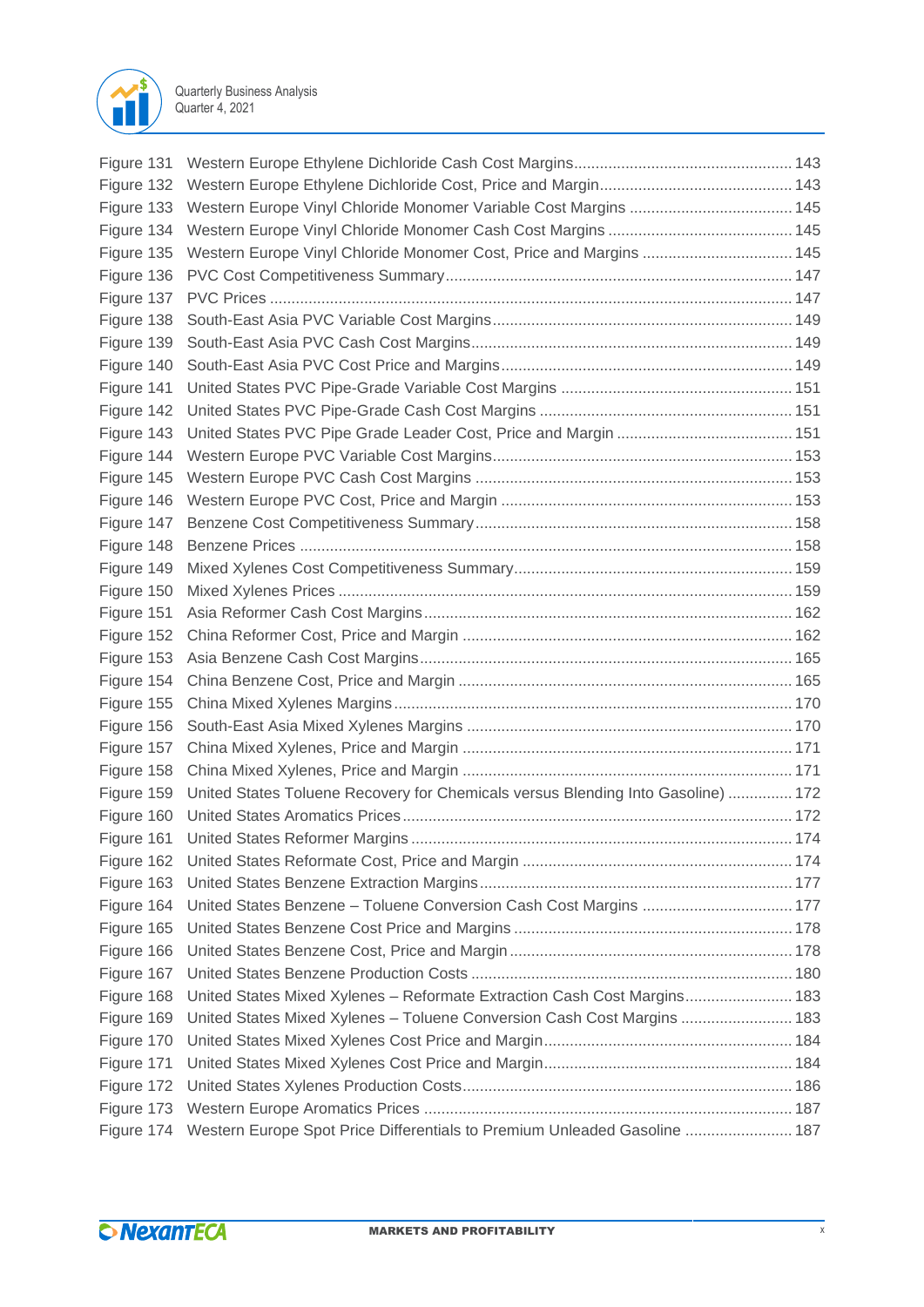Figure 131 Western Europe Ethylene Dichloride Cash Cost Margins .......... 143
Figure 132 Western Europe Ethylene Dichloride Cost, Price and Margin .......... 143
Figure 133 Western Europe Vinyl Chloride Monomer Variable Cost Margins .......... 145
Figure 134 Western Europe Vinyl Chloride Monomer Cash Cost Margins .......... 145
Figure 135 Western Europe Vinyl Chloride Monomer Cost, Price and Margins .......... 145
Figure 136 PVC Cost Competitiveness Summary .......... 147
Figure 137 PVC Prices .......... 147
Figure 138 South-East Asia PVC Variable Cost Margins .......... 149
Figure 139 South-East Asia PVC Cash Cost Margins .......... 149
Figure 140 South-East Asia PVC Cost Price and Margins .......... 149
Figure 141 United States PVC Pipe-Grade Variable Cost Margins .......... 151
Figure 142 United States PVC Pipe-Grade Cash Cost Margins .......... 151
Figure 143 United States PVC Pipe Grade Leader Cost, Price and Margin .......... 151
Figure 144 Western Europe PVC Variable Cost Margins .......... 153
Figure 145 Western Europe PVC Cash Cost Margins .......... 153
Figure 146 Western Europe PVC Cost, Price and Margin .......... 153
Figure 147 Benzene Cost Competitiveness Summary .......... 158
Figure 148 Benzene Prices .......... 158
Figure 149 Mixed Xylenes Cost Competitiveness Summary .......... 159
Figure 150 Mixed Xylenes Prices .......... 159
Figure 151 Asia Reformer Cash Cost Margins .......... 162
Figure 152 China Reformer Cost, Price and Margin .......... 162
Figure 153 Asia Benzene Cash Cost Margins .......... 165
Figure 154 China Benzene Cost, Price and Margin .......... 165
Figure 155 China Mixed Xylenes Margins .......... 170
Figure 156 South-East Asia Mixed Xylenes Margins .......... 170
Figure 157 China Mixed Xylenes, Price and Margin .......... 171
Figure 158 China Mixed Xylenes, Price and Margin .......... 171
Figure 159 United States Toluene Recovery for Chemicals versus Blending Into Gasoline) .......... 172
Figure 160 United States Aromatics Prices .......... 172
Figure 161 United States Reformer Margins .......... 174
Figure 162 United States Reformate Cost, Price and Margin .......... 174
Figure 163 United States Benzene Extraction Margins .......... 177
Figure 164 United States Benzene – Toluene Conversion Cash Cost Margins .......... 177
Figure 165 United States Benzene Cost Price and Margins .......... 178
Figure 166 United States Benzene Cost, Price and Margin .......... 178
Figure 167 United States Benzene Production Costs .......... 180
Figure 168 United States Mixed Xylenes – Reformate Extraction Cash Cost Margins .......... 183
Figure 169 United States Mixed Xylenes – Toluene Conversion Cash Cost Margins .......... 183
Figure 170 United States Mixed Xylenes Cost Price and Margin .......... 184
Figure 171 United States Mixed Xylenes Cost Price and Margin .......... 184
Figure 172 United States Xylenes Production Costs .......... 186
Figure 173 Western Europe Aromatics Prices .......... 187
Figure 174 Western Europe Spot Price Differentials to Premium Unleaded Gasoline .......... 187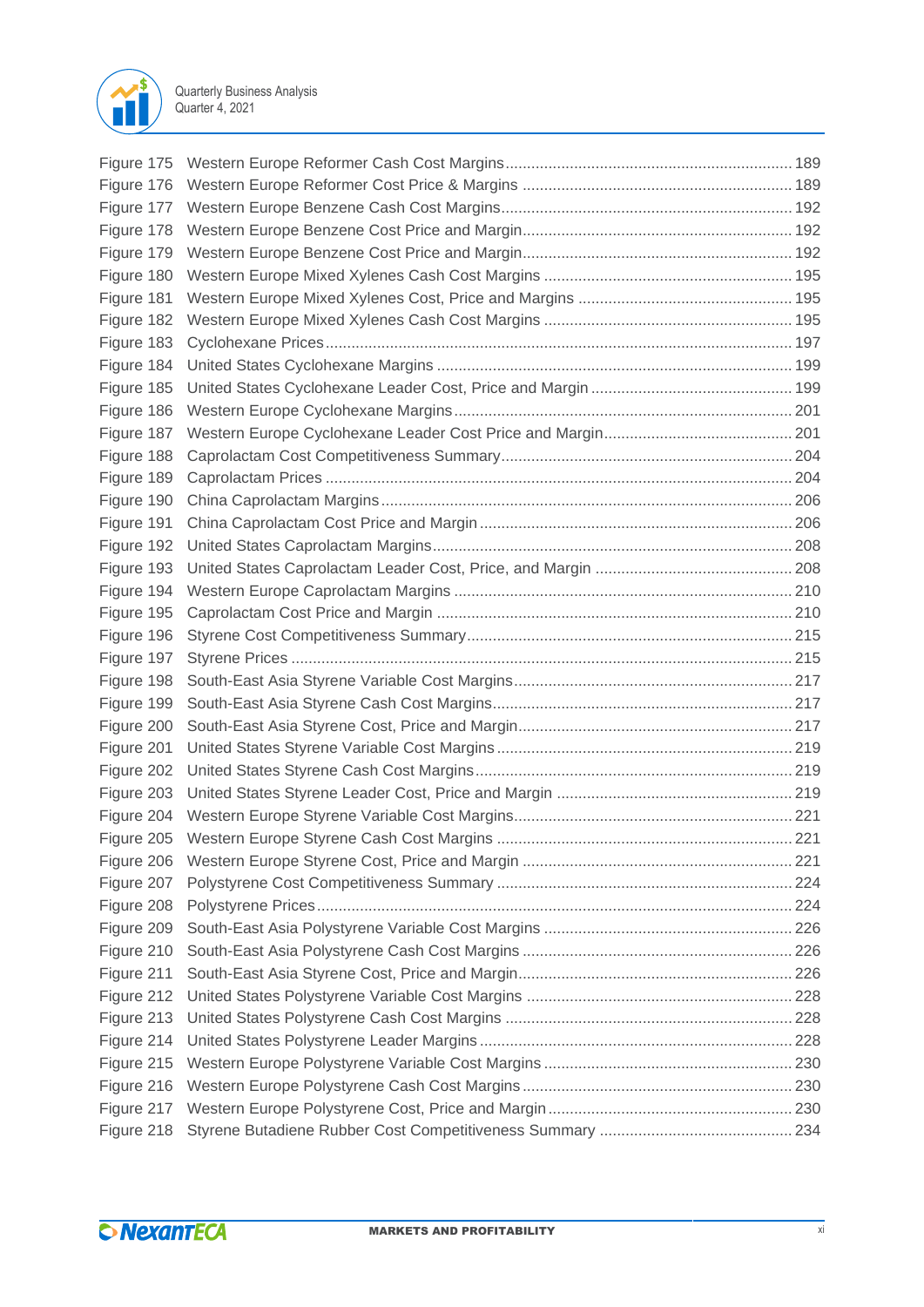Figure 175 Western Europe Reformer Cash Cost Margins .......... 189
Figure 176 Western Europe Reformer Cost Price & Margins .......... 189
Figure 177 Western Europe Benzene Cash Cost Margins .......... 192
Figure 178 Western Europe Benzene Cost Price and Margin .......... 192
Figure 179 Western Europe Benzene Cost Price and Margin .......... 192
Figure 180 Western Europe Mixed Xylenes Cash Cost Margins .......... 195
Figure 181 Western Europe Mixed Xylenes Cost, Price and Margins .......... 195
Figure 182 Western Europe Mixed Xylenes Cash Cost Margins .......... 195
Figure 183 Cyclohexane Prices .......... 197
Figure 184 United States Cyclohexane Margins .......... 199
Figure 185 United States Cyclohexane Leader Cost, Price and Margin .......... 199
Figure 186 Western Europe Cyclohexane Margins .......... 201
Figure 187 Western Europe Cyclohexane Leader Cost Price and Margin .......... 201
Figure 188 Caprolactam Cost Competitiveness Summary .......... 204
Figure 189 Caprolactam Prices .......... 204
Figure 190 China Caprolactam Margins .......... 206
Figure 191 China Caprolactam Cost Price and Margin .......... 206
Figure 192 United States Caprolactam Margins .......... 208
Figure 193 United States Caprolactam Leader Cost, Price, and Margin .......... 208
Figure 194 Western Europe Caprolactam Margins .......... 210
Figure 195 Caprolactam Cost Price and Margin .......... 210
Figure 196 Styrene Cost Competitiveness Summary .......... 215
Figure 197 Styrene Prices .......... 215
Figure 198 South-East Asia Styrene Variable Cost Margins .......... 217
Figure 199 South-East Asia Styrene Cash Cost Margins .......... 217
Figure 200 South-East Asia Styrene Cost, Price and Margin .......... 217
Figure 201 United States Styrene Variable Cost Margins .......... 219
Figure 202 United States Styrene Cash Cost Margins .......... 219
Figure 203 United States Styrene Leader Cost, Price and Margin .......... 219
Figure 204 Western Europe Styrene Variable Cost Margins .......... 221
Figure 205 Western Europe Styrene Cash Cost Margins .......... 221
Figure 206 Western Europe Styrene Cost, Price and Margin .......... 221
Figure 207 Polystyrene Cost Competitiveness Summary .......... 224
Figure 208 Polystyrene Prices .......... 224
Figure 209 South-East Asia Polystyrene Variable Cost Margins .......... 226
Figure 210 South-East Asia Polystyrene Cash Cost Margins .......... 226
Figure 211 South-East Asia Styrene Cost, Price and Margin .......... 226
Figure 212 United States Polystyrene Variable Cost Margins .......... 228
Figure 213 United States Polystyrene Cash Cost Margins .......... 228
Figure 214 United States Polystyrene Leader Margins .......... 228
Figure 215 Western Europe Polystyrene Variable Cost Margins .......... 230
Figure 216 Western Europe Polystyrene Cash Cost Margins .......... 230
Figure 217 Western Europe Polystyrene Cost, Price and Margin .......... 230
Figure 218 Styrene Butadiene Rubber Cost Competitiveness Summary .......... 234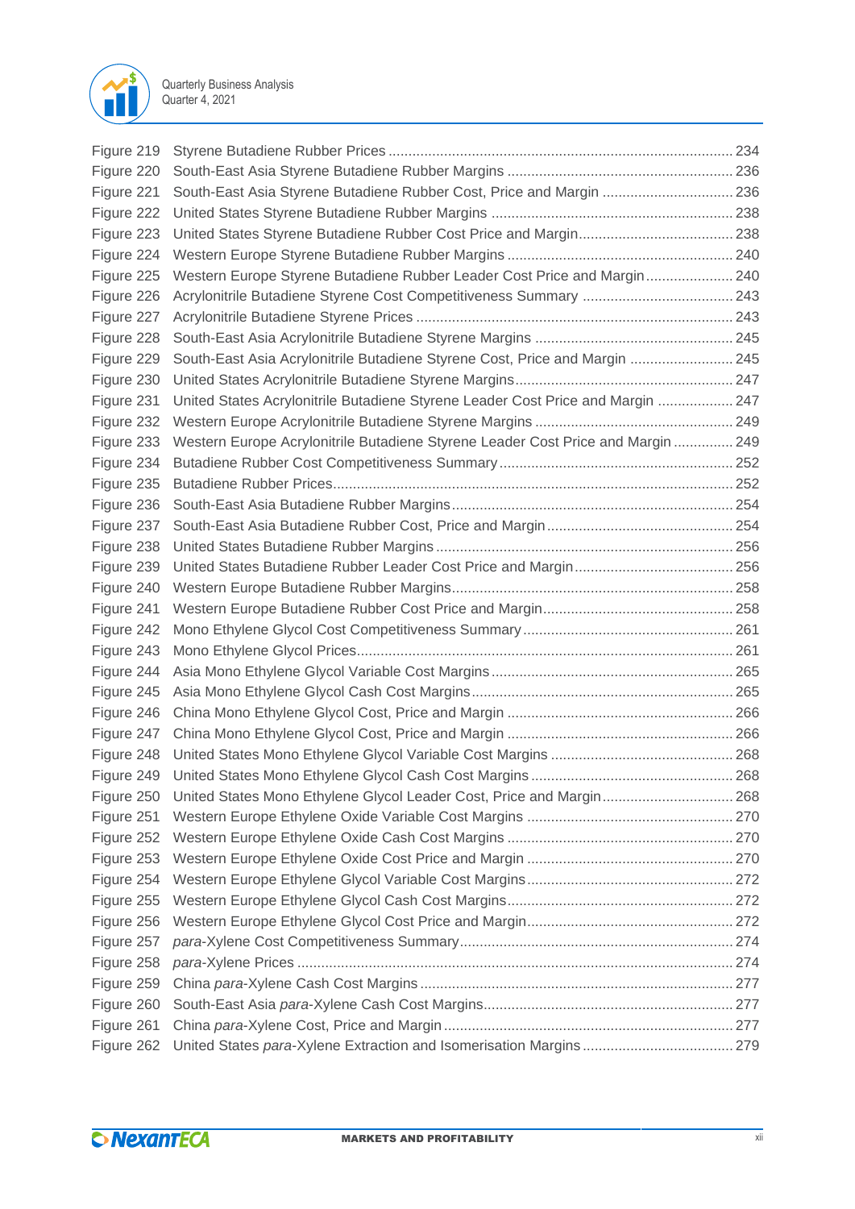Figure 219 Styrene Butadiene Rubber Prices ..... 234
Figure 220 South-East Asia Styrene Butadiene Rubber Margins ..... 236
Figure 221 South-East Asia Styrene Butadiene Rubber Cost, Price and Margin ..... 236
Figure 222 United States Styrene Butadiene Rubber Margins ..... 238
Figure 223 United States Styrene Butadiene Rubber Cost Price and Margin ..... 238
Figure 224 Western Europe Styrene Butadiene Rubber Margins ..... 240
Figure 225 Western Europe Styrene Butadiene Rubber Leader Cost Price and Margin ..... 240
Figure 226 Acrylonitrile Butadiene Styrene Cost Competitiveness Summary ..... 243
Figure 227 Acrylonitrile Butadiene Styrene Prices ..... 243
Figure 228 South-East Asia Acrylonitrile Butadiene Styrene Margins ..... 245
Figure 229 South-East Asia Acrylonitrile Butadiene Styrene Cost, Price and Margin ..... 245
Figure 230 United States Acrylonitrile Butadiene Styrene Margins ..... 247
Figure 231 United States Acrylonitrile Butadiene Styrene Leader Cost Price and Margin ..... 247
Figure 232 Western Europe Acrylonitrile Butadiene Styrene Margins ..... 249
Figure 233 Western Europe Acrylonitrile Butadiene Styrene Leader Cost Price and Margin ..... 249
Figure 234 Butadiene Rubber Cost Competitiveness Summary ..... 252
Figure 235 Butadiene Rubber Prices ..... 252
Figure 236 South-East Asia Butadiene Rubber Margins ..... 254
Figure 237 South-East Asia Butadiene Rubber Cost, Price and Margin ..... 254
Figure 238 United States Butadiene Rubber Margins ..... 256
Figure 239 United States Butadiene Rubber Leader Cost Price and Margin ..... 256
Figure 240 Western Europe Butadiene Rubber Margins ..... 258
Figure 241 Western Europe Butadiene Rubber Cost Price and Margin ..... 258
Figure 242 Mono Ethylene Glycol Cost Competitiveness Summary ..... 261
Figure 243 Mono Ethylene Glycol Prices ..... 261
Figure 244 Asia Mono Ethylene Glycol Variable Cost Margins ..... 265
Figure 245 Asia Mono Ethylene Glycol Cash Cost Margins ..... 265
Figure 246 China Mono Ethylene Glycol Cost, Price and Margin ..... 266
Figure 247 China Mono Ethylene Glycol Cost, Price and Margin ..... 266
Figure 248 United States Mono Ethylene Glycol Variable Cost Margins ..... 268
Figure 249 United States Mono Ethylene Glycol Cash Cost Margins ..... 268
Figure 250 United States Mono Ethylene Glycol Leader Cost, Price and Margin ..... 268
Figure 251 Western Europe Ethylene Oxide Variable Cost Margins ..... 270
Figure 252 Western Europe Ethylene Oxide Cash Cost Margins ..... 270
Figure 253 Western Europe Ethylene Oxide Cost Price and Margin ..... 270
Figure 254 Western Europe Ethylene Glycol Variable Cost Margins ..... 272
Figure 255 Western Europe Ethylene Glycol Cash Cost Margins ..... 272
Figure 256 Western Europe Ethylene Glycol Cost Price and Margin ..... 272
Figure 257 *para*-Xylene Cost Competitiveness Summary ..... 274
Figure 258 *para*-Xylene Prices ..... 274
Figure 259 China *para*-Xylene Cash Cost Margins ..... 277
Figure 260 South-East Asia *para*-Xylene Cash Cost Margins ..... 277
Figure 261 China *para*-Xylene Cost, Price and Margin ..... 277
Figure 262 United States *para*-Xylene Extraction and Isomerisation Margins ..... 279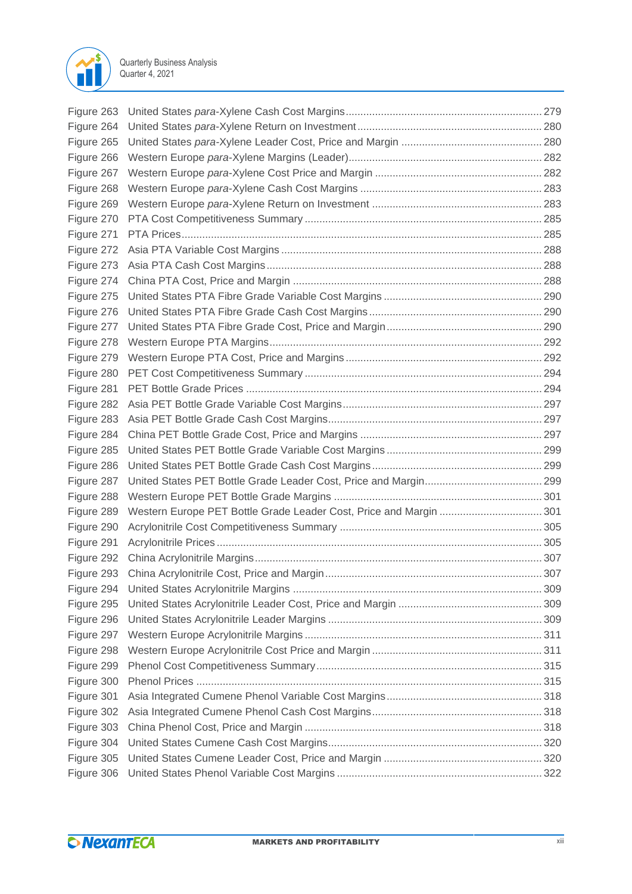Figure 263 United States *para*-Xylene Cash Cost Margins ... 279
Figure 264 United States *para*-Xylene Return on Investment ... 280
Figure 265 United States *para*-Xylene Leader Cost, Price and Margin ... 280
Figure 266 Western Europe *para*-Xylene Margins (Leader) ... 282
Figure 267 Western Europe *para*-Xylene Cost Price and Margin ... 282
Figure 268 Western Europe *para*-Xylene Cash Cost Margins ... 283
Figure 269 Western Europe *para*-Xylene Return on Investment ... 283
Figure 270 PTA Cost Competitiveness Summary ... 285
Figure 271 PTA Prices ... 285
Figure 272 Asia PTA Variable Cost Margins ... 288
Figure 273 Asia PTA Cash Cost Margins ... 288
Figure 274 China PTA Cost, Price and Margin ... 288
Figure 275 United States PTA Fibre Grade Variable Cost Margins ... 290
Figure 276 United States PTA Fibre Grade Cash Cost Margins ... 290
Figure 277 United States PTA Fibre Grade Cost, Price and Margin ... 290
Figure 278 Western Europe PTA Margins ... 292
Figure 279 Western Europe PTA Cost, Price and Margins ... 292
Figure 280 PET Cost Competitiveness Summary ... 294
Figure 281 PET Bottle Grade Prices ... 294
Figure 282 Asia PET Bottle Grade Variable Cost Margins ... 297
Figure 283 Asia PET Bottle Grade Cash Cost Margins ... 297
Figure 284 China PET Bottle Grade Cost, Price and Margins ... 297
Figure 285 United States PET Bottle Grade Variable Cost Margins ... 299
Figure 286 United States PET Bottle Grade Cash Cost Margins ... 299
Figure 287 United States PET Bottle Grade Leader Cost, Price and Margin ... 299
Figure 288 Western Europe PET Bottle Grade Margins ... 301
Figure 289 Western Europe PET Bottle Grade Leader Cost, Price and Margin ... 301
Figure 290 Acrylonitrile Cost Competitiveness Summary ... 305
Figure 291 Acrylonitrile Prices ... 305
Figure 292 China Acrylonitrile Margins ... 307
Figure 293 China Acrylonitrile Cost, Price and Margin ... 307
Figure 294 United States Acrylonitrile Margins ... 309
Figure 295 United States Acrylonitrile Leader Cost, Price and Margin ... 309
Figure 296 United States Acrylonitrile Leader Margins ... 309
Figure 297 Western Europe Acrylonitrile Margins ... 311
Figure 298 Western Europe Acrylonitrile Cost Price and Margin ... 311
Figure 299 Phenol Cost Competitiveness Summary ... 315
Figure 300 Phenol Prices ... 315
Figure 301 Asia Integrated Cumene Phenol Variable Cost Margins ... 318
Figure 302 Asia Integrated Cumene Phenol Cash Cost Margins ... 318
Figure 303 China Phenol Cost, Price and Margin ... 318
Figure 304 United States Cumene Cash Cost Margins ... 320
Figure 305 United States Cumene Leader Cost, Price and Margin ... 320
Figure 306 United States Phenol Variable Cost Margins ... 322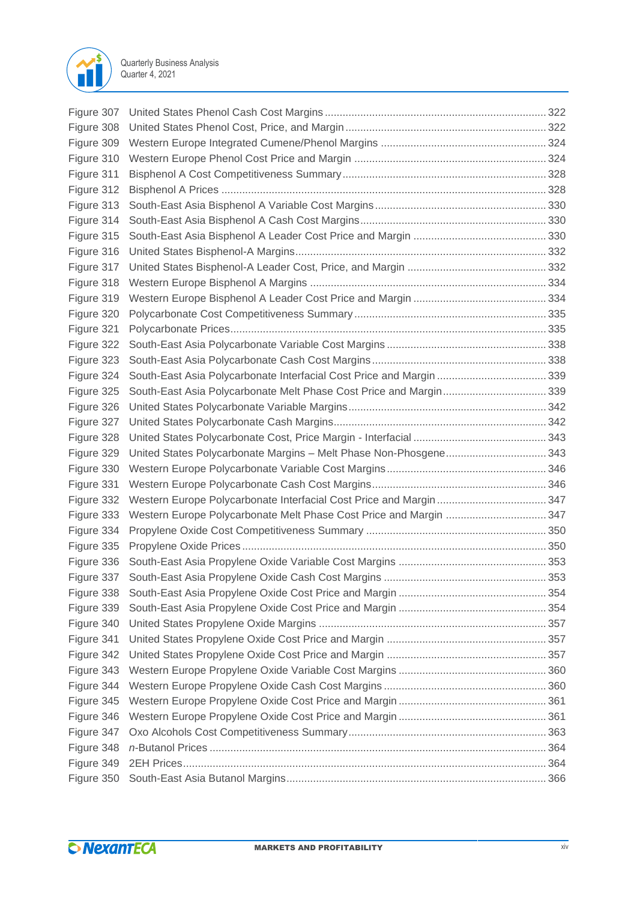| | | |
|---|---|---|
| Figure 307 | United States Phenol Cash Cost Margins | 322 |
| Figure 308 | United States Phenol Cost, Price, and Margin | 322 |
| Figure 309 | Western Europe Integrated Cumene/Phenol Margins | 324 |
| Figure 310 | Western Europe Phenol Cost Price and Margin | 324 |
| Figure 311 | Bisphenol A Cost Competitiveness Summary | 328 |
| Figure 312 | Bisphenol A Prices | 328 |
| Figure 313 | South-East Asia Bisphenol A Variable Cost Margins | 330 |
| Figure 314 | South-East Asia Bisphenol A Cash Cost Margins | 330 |
| Figure 315 | South-East Asia Bisphenol A Leader Cost Price and Margin | 330 |
| Figure 316 | United States Bisphenol-A Margins | 332 |
| Figure 317 | United States Bisphenol-A Leader Cost, Price, and Margin | 332 |
| Figure 318 | Western Europe Bisphenol A Margins | 334 |
| Figure 319 | Western Europe Bisphenol A Leader Cost Price and Margin | 334 |
| Figure 320 | Polycarbonate Cost Competitiveness Summary | 335 |
| Figure 321 | Polycarbonate Prices | 335 |
| Figure 322 | South-East Asia Polycarbonate Variable Cost Margins | 338 |
| Figure 323 | South-East Asia Polycarbonate Cash Cost Margins | 338 |
| Figure 324 | South-East Asia Polycarbonate Interfacial Cost Price and Margin | 339 |
| Figure 325 | South-East Asia Polycarbonate Melt Phase Cost Price and Margin | 339 |
| Figure 326 | United States Polycarbonate Variable Margins | 342 |
| Figure 327 | United States Polycarbonate Cash Margins | 342 |
| Figure 328 | United States Polycarbonate Cost, Price Margin - Interfacial | 343 |
| Figure 329 | United States Polycarbonate Margins – Melt Phase Non-Phosgene | 343 |
| Figure 330 | Western Europe Polycarbonate Variable Cost Margins | 346 |
| Figure 331 | Western Europe Polycarbonate Cash Cost Margins | 346 |
| Figure 332 | Western Europe Polycarbonate Interfacial Cost Price and Margin | 347 |
| Figure 333 | Western Europe Polycarbonate Melt Phase Cost Price and Margin | 347 |
| Figure 334 | Propylene Oxide Cost Competitiveness Summary | 350 |
| Figure 335 | Propylene Oxide Prices | 350 |
| Figure 336 | South-East Asia Propylene Oxide Variable Cost Margins | 353 |
| Figure 337 | South-East Asia Propylene Oxide Cash Cost Margins | 353 |
| Figure 338 | South-East Asia Propylene Oxide Cost Price and Margin | 354 |
| Figure 339 | South-East Asia Propylene Oxide Cost Price and Margin | 354 |
| Figure 340 | United States Propylene Oxide Margins | 357 |
| Figure 341 | United States Propylene Oxide Cost Price and Margin | 357 |
| Figure 342 | United States Propylene Oxide Cost Price and Margin | 357 |
| Figure 343 | Western Europe Propylene Oxide Variable Cost Margins | 360 |
| Figure 344 | Western Europe Propylene Oxide Cash Cost Margins | 360 |
| Figure 345 | Western Europe Propylene Oxide Cost Price and Margin | 361 |
| Figure 346 | Western Europe Propylene Oxide Cost Price and Margin | 361 |
| Figure 347 | Oxo Alcohols Cost Competitiveness Summary | 363 |
| Figure 348 | *n*-Butanol Prices | 364 |
| Figure 349 | 2EH Prices | 364 |
| Figure 350 | South-East Asia Butanol Margins | 366 |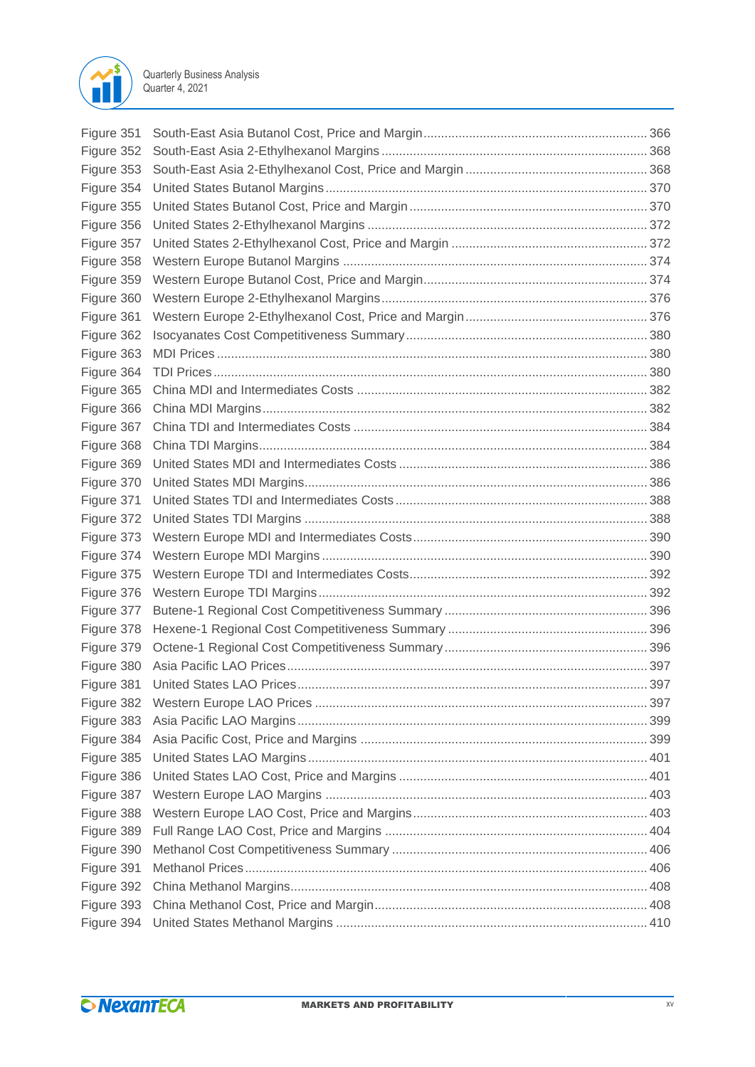Figure 351 South-East Asia Butanol Cost, Price and Margin ............................................................ 366
Figure 352 South-East Asia 2-Ethylhexanol Margins ........................................................................ 368
Figure 353 South-East Asia 2-Ethylhexanol Cost, Price and Margin ................................................. 368
Figure 354 United States Butanol Margins ....................................................................................... 370
Figure 355 United States Butanol Cost, Price and Margin ................................................................ 370
Figure 356 United States 2-Ethylhexanol Margins ............................................................................ 372
Figure 357 United States 2-Ethylhexanol Cost, Price and Margin ..................................................... 372
Figure 358 Western Europe Butanol Margins ................................................................................... 374
Figure 359 Western Europe Butanol Cost, Price and Margin ............................................................ 374
Figure 360 Western Europe 2-Ethylhexanol Margins ........................................................................ 376
Figure 361 Western Europe 2-Ethylhexanol Cost, Price and Margin ................................................. 376
Figure 362 Isocyanates Cost Competitiveness Summary ................................................................. 380
Figure 363 MDI Prices ...................................................................................................................... 380
Figure 364 TDI Prices ....................................................................................................................... 380
Figure 365 China MDI and Intermediates Costs .............................................................................. 382
Figure 366 China MDI Margins ......................................................................................................... 382
Figure 367 China TDI and Intermediates Costs ............................................................................... 384
Figure 368 China TDI Margins .......................................................................................................... 384
Figure 369 United States MDI and Intermediates Costs ................................................................... 386
Figure 370 United States MDI Margins ............................................................................................. 386
Figure 371 United States TDI and Intermediates Costs .................................................................... 388
Figure 372 United States TDI Margins .............................................................................................. 388
Figure 373 Western Europe MDI and Intermediates Costs ............................................................... 390
Figure 374 Western Europe MDI Margins ......................................................................................... 390
Figure 375 Western Europe TDI and Intermediates Costs ................................................................ 392
Figure 376 Western Europe TDI Margins .......................................................................................... 392
Figure 377 Butene-1 Regional Cost Competitiveness Summary ...................................................... 396
Figure 378 Hexene-1 Regional Cost Competitiveness Summary ..................................................... 396
Figure 379 Octene-1 Regional Cost Competitiveness Summary ...................................................... 396
Figure 380 Asia Pacific LAO Prices .................................................................................................. 397
Figure 381 United States LAO Prices ............................................................................................... 397
Figure 382 Western Europe LAO Prices .......................................................................................... 397
Figure 383 Asia Pacific LAO Margins ............................................................................................... 399
Figure 384 Asia Pacific Cost, Price and Margins ............................................................................. 399
Figure 385 United States LAO Margins ............................................................................................ 401
Figure 386 United States LAO Cost, Price and Margins ................................................................... 401
Figure 387 Western Europe LAO Margins ........................................................................................ 403
Figure 388 Western Europe LAO Cost, Price and Margins ............................................................... 403
Figure 389 Full Range LAO Cost, Price and Margins ....................................................................... 404
Figure 390 Methanol Cost Competitiveness Summary ..................................................................... 406
Figure 391 Methanol Prices .............................................................................................................. 406
Figure 392 China Methanol Margins ................................................................................................. 408
Figure 393 China Methanol Cost, Price and Margin ......................................................................... 408
Figure 394 United States Methanol Margins .................................................................................... 410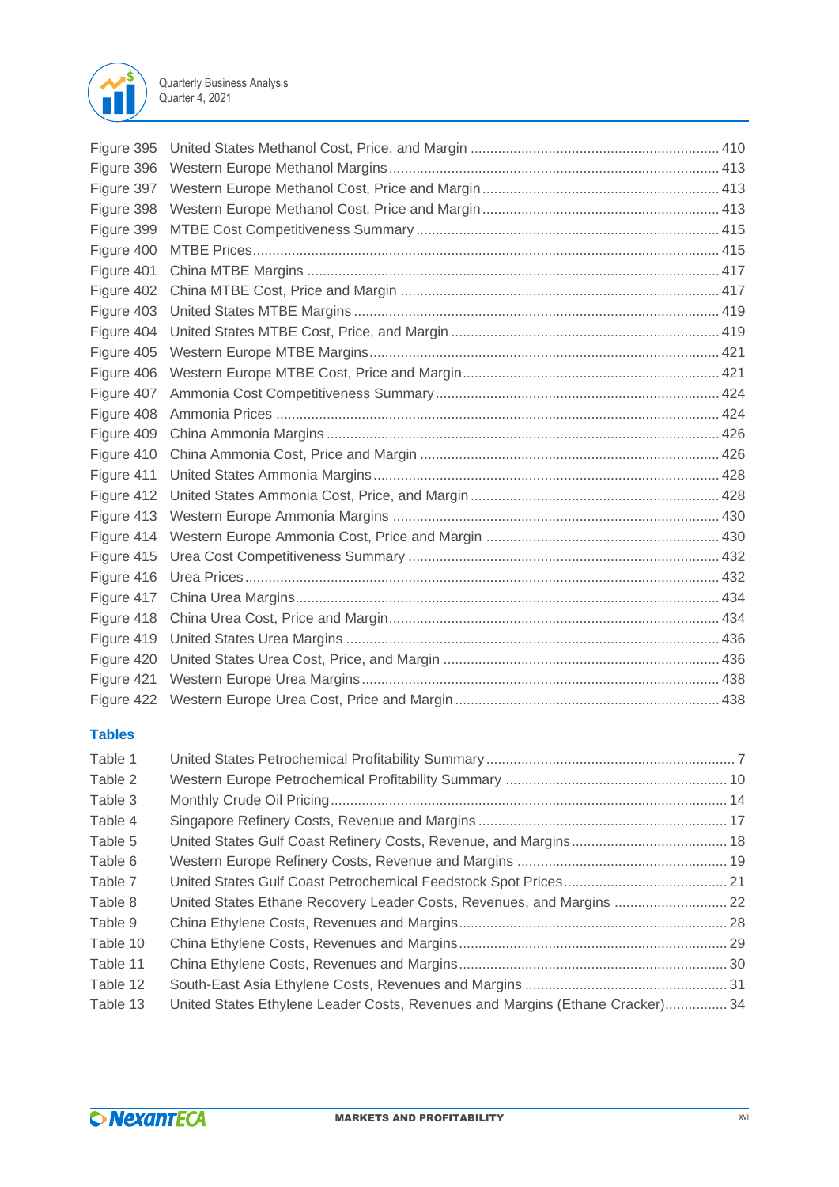Figure 395 United States Methanol Cost, Price, and Margin ............................................................... 410
Figure 396 Western Europe Methanol Margins.................................................................................... 413
Figure 397 Western Europe Methanol Cost, Price and Margin ............................................................ 413
Figure 398 Western Europe Methanol Cost, Price and Margin ............................................................ 413
Figure 399 MTBE Cost Competitiveness Summary ............................................................................. 415
Figure 400 MTBE Prices....................................................................................................................... 415
Figure 401 China MTBE Margins ......................................................................................................... 417
Figure 402 China MTBE Cost, Price and Margin ................................................................................. 417
Figure 403 United States MTBE Margins ............................................................................................. 419
Figure 404 United States MTBE Cost, Price, and Margin .................................................................... 419
Figure 405 Western Europe MTBE Margins......................................................................................... 421
Figure 406 Western Europe MTBE Cost, Price and Margin.................................................................. 421
Figure 407 Ammonia Cost Competitiveness Summary......................................................................... 424
Figure 408 Ammonia Prices ................................................................................................................. 424
Figure 409 China Ammonia Margins .................................................................................................... 426
Figure 410 China Ammonia Cost, Price and Margin ............................................................................ 426
Figure 411 United States Ammonia Margins........................................................................................ 428
Figure 412 United States Ammonia Cost, Price, and Margin ................................................................ 428
Figure 413 Western Europe Ammonia Margins ................................................................................... 430
Figure 414 Western Europe Ammonia Cost, Price and Margin ............................................................ 430
Figure 415 Urea Cost Competitiveness Summary ............................................................................... 432
Figure 416 Urea Prices......................................................................................................................... 432
Figure 417 China Urea Margins............................................................................................................ 434
Figure 418 China Urea Cost, Price and Margin..................................................................................... 434
Figure 419 United States Urea Margins ............................................................................................... 436
Figure 420 United States Urea Cost, Price, and Margin ...................................................................... 436
Figure 421 Western Europe Urea Margins........................................................................................... 438
Figure 422 Western Europe Urea Cost, Price and Margin.................................................................... 438

## Tables

Table 1 United States Petrochemical Profitability Summary................................................................ 7
Table 2 Western Europe Petrochemical Profitability Summary ......................................................... 10
Table 3 Monthly Crude Oil Pricing..................................................................................................... 14
Table 4 Singapore Refinery Costs, Revenue and Margins ................................................................ 17
Table 5 United States Gulf Coast Refinery Costs, Revenue, and Margins........................................ 18
Table 6 Western Europe Refinery Costs, Revenue and Margins ...................................................... 19
Table 7 United States Gulf Coast Petrochemical Feedstock Spot Prices.......................................... 21
Table 8 United States Ethane Recovery Leader Costs, Revenues, and Margins ............................. 22
Table 9 China Ethylene Costs, Revenues and Margins..................................................................... 28
Table 10 China Ethylene Costs, Revenues and Margins..................................................................... 29
Table 11 China Ethylene Costs, Revenues and Margins..................................................................... 30
Table 12 South-East Asia Ethylene Costs, Revenues and Margins .................................................... 31
Table 13 United States Ethylene Leader Costs, Revenues and Margins (Ethane Cracker)................ 34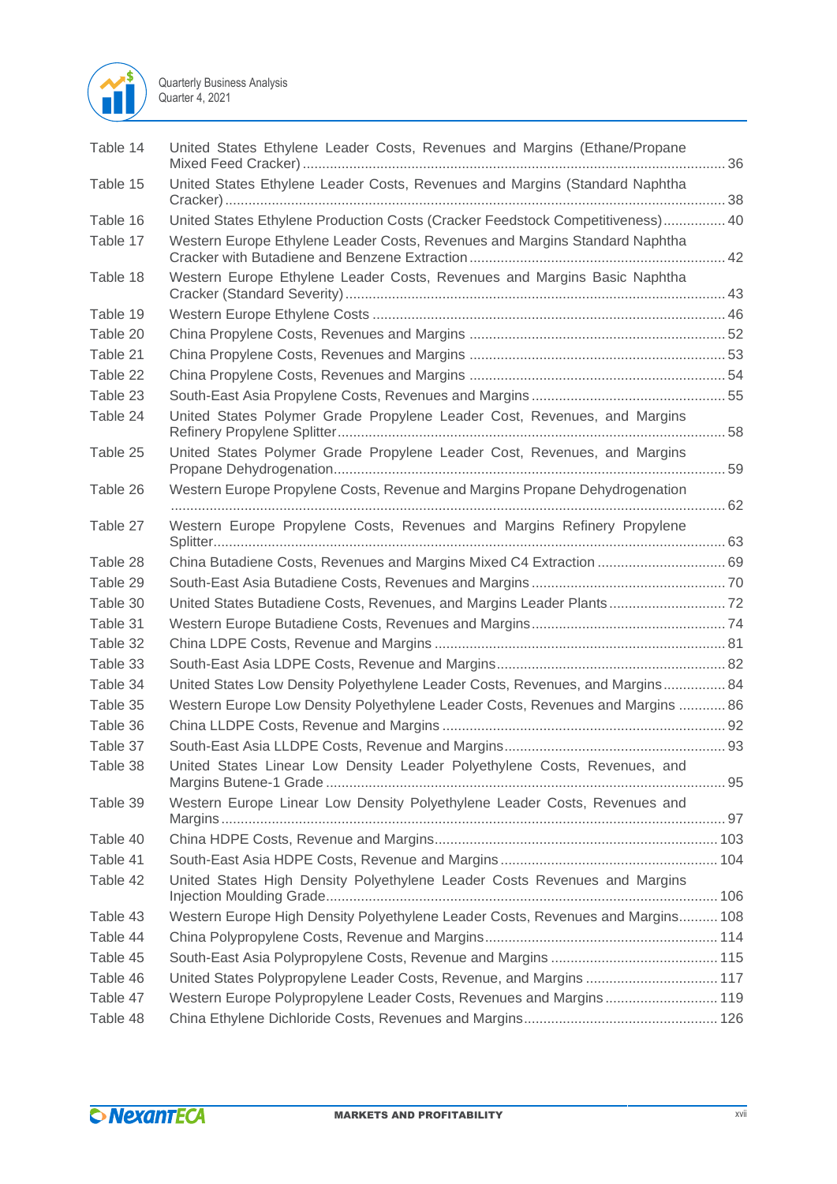| | | |
|---|---|---|
| Table 14 | United States Ethylene Leader Costs, Revenues and Margins (Ethane/Propane Mixed Feed Cracker) | 36 |
| Table 15 | United States Ethylene Leader Costs, Revenues and Margins (Standard Naphtha Cracker) | 38 |
| Table 16 | United States Ethylene Production Costs (Cracker Feedstock Competitiveness) | 40 |
| Table 17 | Western Europe Ethylene Leader Costs, Revenues and Margins Standard Naphtha Cracker with Butadiene and Benzene Extraction | 42 |
| Table 18 | Western Europe Ethylene Leader Costs, Revenues and Margins Basic Naphtha Cracker (Standard Severity) | 43 |
| Table 19 | Western Europe Ethylene Costs | 46 |
| Table 20 | China Propylene Costs, Revenues and Margins | 52 |
| Table 21 | China Propylene Costs, Revenues and Margins | 53 |
| Table 22 | China Propylene Costs, Revenues and Margins | 54 |
| Table 23 | South-East Asia Propylene Costs, Revenues and Margins | 55 |
| Table 24 | United States Polymer Grade Propylene Leader Cost, Revenues, and Margins Refinery Propylene Splitter | 58 |
| Table 25 | United States Polymer Grade Propylene Leader Cost, Revenues, and Margins Propane Dehydrogenation | 59 |
| Table 26 | Western Europe Propylene Costs, Revenue and Margins Propane Dehydrogenation | 62 |
| Table 27 | Western Europe Propylene Costs, Revenues and Margins Refinery Propylene Splitter | 63 |
| Table 28 | China Butadiene Costs, Revenues and Margins Mixed C4 Extraction | 69 |
| Table 29 | South-East Asia Butadiene Costs, Revenues and Margins | 70 |
| Table 30 | United States Butadiene Costs, Revenues, and Margins Leader Plants | 72 |
| Table 31 | Western Europe Butadiene Costs, Revenues and Margins | 74 |
| Table 32 | China LDPE Costs, Revenue and Margins | 81 |
| Table 33 | South-East Asia LDPE Costs, Revenue and Margins | 82 |
| Table 34 | United States Low Density Polyethylene Leader Costs, Revenues, and Margins | 84 |
| Table 35 | Western Europe Low Density Polyethylene Leader Costs, Revenues and Margins | 86 |
| Table 36 | China LLDPE Costs, Revenue and Margins | 92 |
| Table 37 | South-East Asia LLDPE Costs, Revenue and Margins | 93 |
| Table 38 | United States Linear Low Density Leader Polyethylene Costs, Revenues, and Margins Butene-1 Grade | 95 |
| Table 39 | Western Europe Linear Low Density Polyethylene Leader Costs, Revenues and Margins | 97 |
| Table 40 | China HDPE Costs, Revenue and Margins | 103 |
| Table 41 | South-East Asia HDPE Costs, Revenue and Margins | 104 |
| Table 42 | United States High Density Polyethylene Leader Costs Revenues and Margins Injection Moulding Grade | 106 |
| Table 43 | Western Europe High Density Polyethylene Leader Costs, Revenues and Margins | 108 |
| Table 44 | China Polypropylene Costs, Revenue and Margins | 114 |
| Table 45 | South-East Asia Polypropylene Costs, Revenue and Margins | 115 |
| Table 46 | United States Polypropylene Leader Costs, Revenue, and Margins | 117 |
| Table 47 | Western Europe Polypropylene Leader Costs, Revenues and Margins | 119 |
| Table 48 | China Ethylene Dichloride Costs, Revenues and Margins | 126 |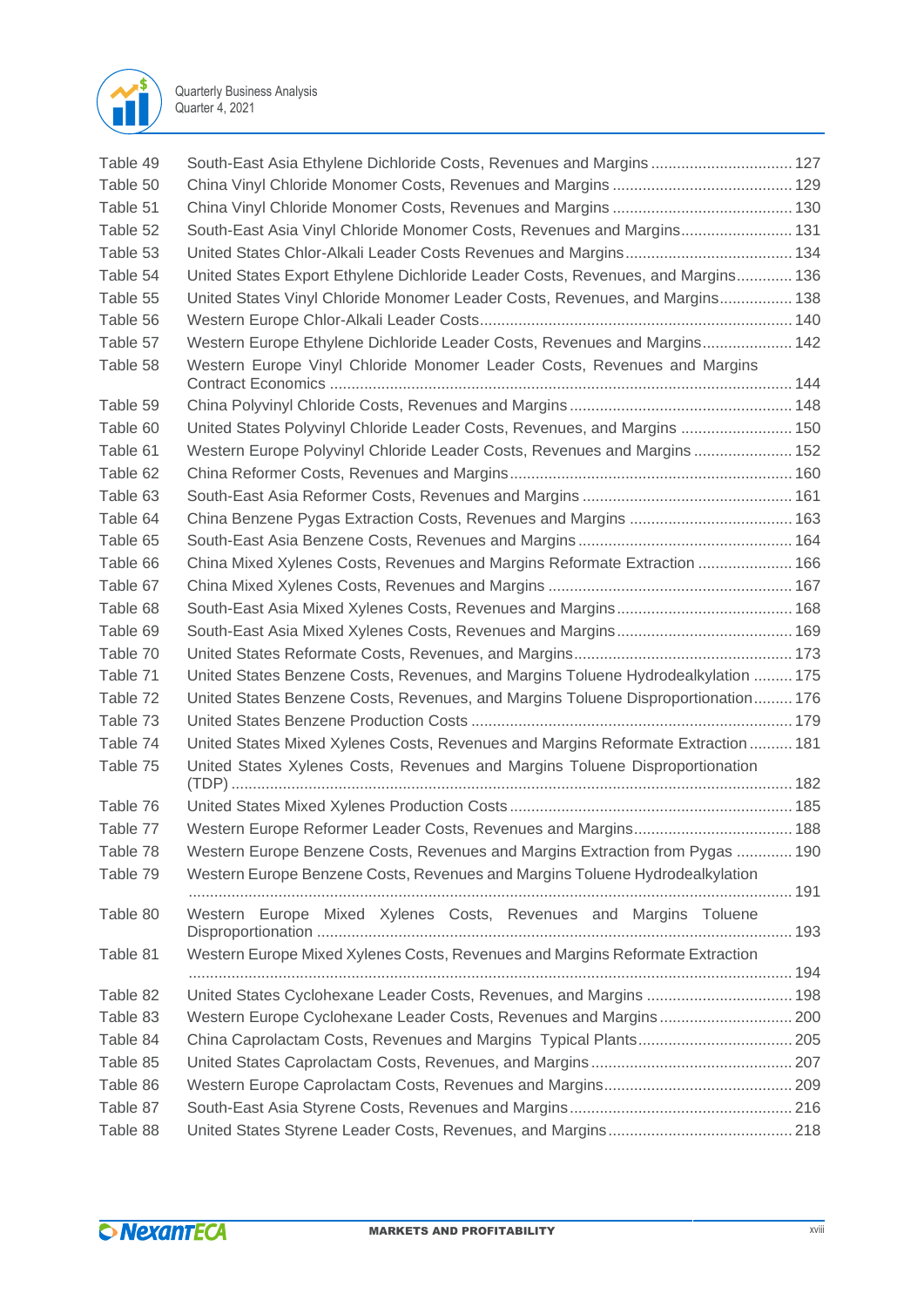| | | |
|---|---|---|
| Table 49 | South-East Asia Ethylene Dichloride Costs, Revenues and Margins | 127 |
| Table 50 | China Vinyl Chloride Monomer Costs, Revenues and Margins | 129 |
| Table 51 | China Vinyl Chloride Monomer Costs, Revenues and Margins | 130 |
| Table 52 | South-East Asia Vinyl Chloride Monomer Costs, Revenues and Margins | 131 |
| Table 53 | United States Chlor-Alkali Leader Costs Revenues and Margins | 134 |
| Table 54 | United States Export Ethylene Dichloride Leader Costs, Revenues, and Margins | 136 |
| Table 55 | United States Vinyl Chloride Monomer Leader Costs, Revenues, and Margins | 138 |
| Table 56 | Western Europe Chlor-Alkali Leader Costs | 140 |
| Table 57 | Western Europe Ethylene Dichloride Leader Costs, Revenues and Margins | 142 |
| Table 58 | Western Europe Vinyl Chloride Monomer Leader Costs, Revenues and Margins Contract Economics | 144 |
| Table 59 | China Polyvinyl Chloride Costs, Revenues and Margins | 148 |
| Table 60 | United States Polyvinyl Chloride Leader Costs, Revenues, and Margins | 150 |
| Table 61 | Western Europe Polyvinyl Chloride Leader Costs, Revenues and Margins | 152 |
| Table 62 | China Reformer Costs, Revenues and Margins | 160 |
| Table 63 | South-East Asia Reformer Costs, Revenues and Margins | 161 |
| Table 64 | China Benzene Pygas Extraction Costs, Revenues and Margins | 163 |
| Table 65 | South-East Asia Benzene Costs, Revenues and Margins | 164 |
| Table 66 | China Mixed Xylenes Costs, Revenues and Margins Reformate Extraction | 166 |
| Table 67 | China Mixed Xylenes Costs, Revenues and Margins | 167 |
| Table 68 | South-East Asia Mixed Xylenes Costs, Revenues and Margins | 168 |
| Table 69 | South-East Asia Mixed Xylenes Costs, Revenues and Margins | 169 |
| Table 70 | United States Reformate Costs, Revenues, and Margins | 173 |
| Table 71 | United States Benzene Costs, Revenues, and Margins Toluene Hydrodealkylation | 175 |
| Table 72 | United States Benzene Costs, Revenues, and Margins Toluene Disproportionation | 176 |
| Table 73 | United States Benzene Production Costs | 179 |
| Table 74 | United States Mixed Xylenes Costs, Revenues and Margins Reformate Extraction | 181 |
| Table 75 | United States Xylenes Costs, Revenues and Margins Toluene Disproportionation (TDP) | 182 |
| Table 76 | United States Mixed Xylenes Production Costs | 185 |
| Table 77 | Western Europe Reformer Leader Costs, Revenues and Margins | 188 |
| Table 78 | Western Europe Benzene Costs, Revenues and Margins Extraction from Pygas | 190 |
| Table 79 | Western Europe Benzene Costs, Revenues and Margins Toluene Hydrodealkylation | 191 |
| Table 80 | Western Europe Mixed Xylenes Costs, Revenues and Margins Toluene Disproportionation | 193 |
| Table 81 | Western Europe Mixed Xylenes Costs, Revenues and Margins Reformate Extraction | 194 |
| Table 82 | United States Cyclohexane Leader Costs, Revenues, and Margins | 198 |
| Table 83 | Western Europe Cyclohexane Leader Costs, Revenues and Margins | 200 |
| Table 84 | China Caprolactam Costs, Revenues and Margins Typical Plants | 205 |
| Table 85 | United States Caprolactam Costs, Revenues, and Margins | 207 |
| Table 86 | Western Europe Caprolactam Costs, Revenues and Margins | 209 |
| Table 87 | South-East Asia Styrene Costs, Revenues and Margins | 216 |
| Table 88 | United States Styrene Leader Costs, Revenues, and Margins | 218 |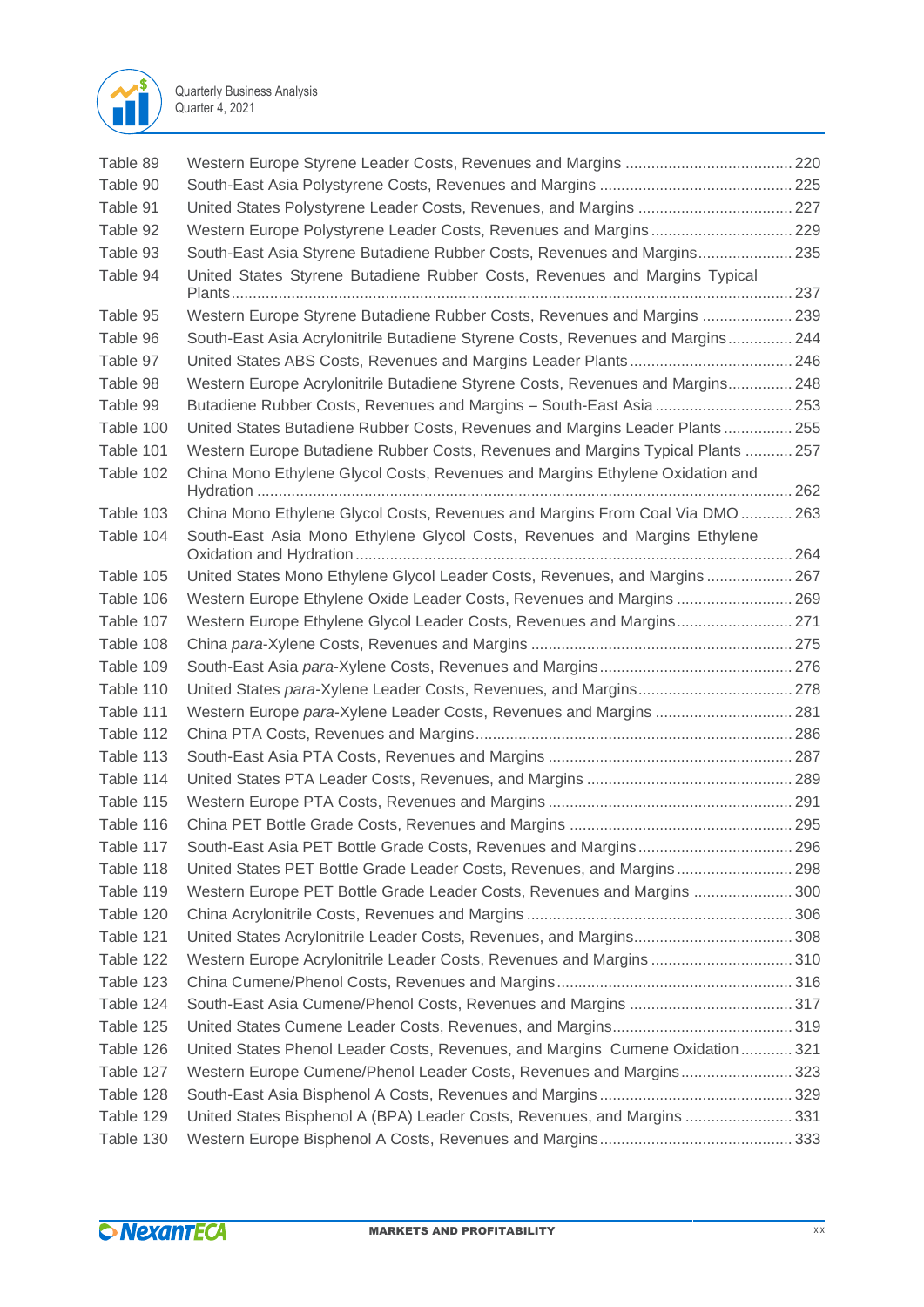| | | |
|---|---|---|
| Table 89 | Western Europe Styrene Leader Costs, Revenues and Margins | 220 |
| Table 90 | South-East Asia Polystyrene Costs, Revenues and Margins | 225 |
| Table 91 | United States Polystyrene Leader Costs, Revenues, and Margins | 227 |
| Table 92 | Western Europe Polystyrene Leader Costs, Revenues and Margins | 229 |
| Table 93 | South-East Asia Styrene Butadiene Rubber Costs, Revenues and Margins | 235 |
| Table 94 | United States Styrene Butadiene Rubber Costs, Revenues and Margins Typical Plants | 237 |
| Table 95 | Western Europe Styrene Butadiene Rubber Costs, Revenues and Margins | 239 |
| Table 96 | South-East Asia Acrylonitrile Butadiene Styrene Costs, Revenues and Margins | 244 |
| Table 97 | United States ABS Costs, Revenues and Margins Leader Plants | 246 |
| Table 98 | Western Europe Acrylonitrile Butadiene Styrene Costs, Revenues and Margins | 248 |
| Table 99 | Butadiene Rubber Costs, Revenues and Margins – South-East Asia | 253 |
| Table 100 | United States Butadiene Rubber Costs, Revenues and Margins Leader Plants | 255 |
| Table 101 | Western Europe Butadiene Rubber Costs, Revenues and Margins Typical Plants | 257 |
| Table 102 | China Mono Ethylene Glycol Costs, Revenues and Margins Ethylene Oxidation and Hydration | 262 |
| Table 103 | China Mono Ethylene Glycol Costs, Revenues and Margins From Coal Via DMO | 263 |
| Table 104 | South-East Asia Mono Ethylene Glycol Costs, Revenues and Margins Ethylene Oxidation and Hydration | 264 |
| Table 105 | United States Mono Ethylene Glycol Leader Costs, Revenues, and Margins | 267 |
| Table 106 | Western Europe Ethylene Oxide Leader Costs, Revenues and Margins | 269 |
| Table 107 | Western Europe Ethylene Glycol Leader Costs, Revenues and Margins | 271 |
| Table 108 | China *para*-Xylene Costs, Revenues and Margins | 275 |
| Table 109 | South-East Asia *para*-Xylene Costs, Revenues and Margins | 276 |
| Table 110 | United States *para*-Xylene Leader Costs, Revenues, and Margins | 278 |
| Table 111 | Western Europe *para*-Xylene Leader Costs, Revenues and Margins | 281 |
| Table 112 | China PTA Costs, Revenues and Margins | 286 |
| Table 113 | South-East Asia PTA Costs, Revenues and Margins | 287 |
| Table 114 | United States PTA Leader Costs, Revenues, and Margins | 289 |
| Table 115 | Western Europe PTA Costs, Revenues and Margins | 291 |
| Table 116 | China PET Bottle Grade Costs, Revenues and Margins | 295 |
| Table 117 | South-East Asia PET Bottle Grade Costs, Revenues and Margins | 296 |
| Table 118 | United States PET Bottle Grade Leader Costs, Revenues, and Margins | 298 |
| Table 119 | Western Europe PET Bottle Grade Leader Costs, Revenues and Margins | 300 |
| Table 120 | China Acrylonitrile Costs, Revenues and Margins | 306 |
| Table 121 | United States Acrylonitrile Leader Costs, Revenues, and Margins | 308 |
| Table 122 | Western Europe Acrylonitrile Leader Costs, Revenues and Margins | 310 |
| Table 123 | China Cumene/Phenol Costs, Revenues and Margins | 316 |
| Table 124 | South-East Asia Cumene/Phenol Costs, Revenues and Margins | 317 |
| Table 125 | United States Cumene Leader Costs, Revenues, and Margins | 319 |
| Table 126 | United States Phenol Leader Costs, Revenues, and Margins Cumene Oxidation | 321 |
| Table 127 | Western Europe Cumene/Phenol Leader Costs, Revenues and Margins | 323 |
| Table 128 | South-East Asia Bisphenol A Costs, Revenues and Margins | 329 |
| Table 129 | United States Bisphenol A (BPA) Leader Costs, Revenues, and Margins | 331 |
| Table 130 | Western Europe Bisphenol A Costs, Revenues and Margins | 333 |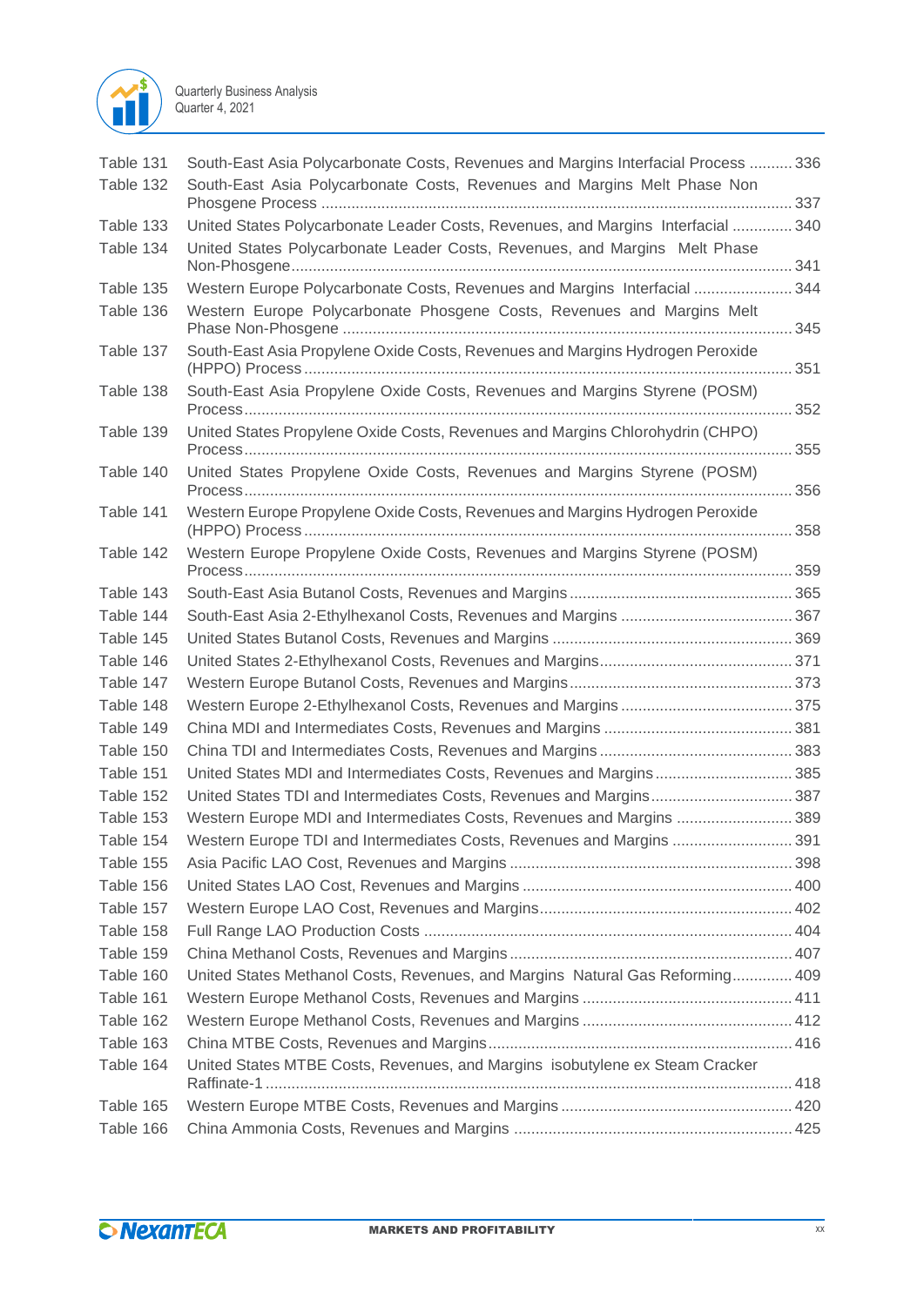| | | |
|---|---|---|
| Table 131 | South-East Asia Polycarbonate Costs, Revenues and Margins Interfacial Process | 336 |
| Table 132 | South-East Asia Polycarbonate Costs, Revenues and Margins Melt Phase Non Phosgene Process | 337 |
| Table 133 | United States Polycarbonate Leader Costs, Revenues, and Margins Interfacial | 340 |
| Table 134 | United States Polycarbonate Leader Costs, Revenues, and Margins Melt Phase Non-Phosgene | 341 |
| Table 135 | Western Europe Polycarbonate Costs, Revenues and Margins Interfacial | 344 |
| Table 136 | Western Europe Polycarbonate Phosgene Costs, Revenues and Margins Melt Phase Non-Phosgene | 345 |
| Table 137 | South-East Asia Propylene Oxide Costs, Revenues and Margins Hydrogen Peroxide (HPPO) Process | 351 |
| Table 138 | South-East Asia Propylene Oxide Costs, Revenues and Margins Styrene (POSM) Process | 352 |
| Table 139 | United States Propylene Oxide Costs, Revenues and Margins Chlorohydrin (CHPO) Process | 355 |
| Table 140 | United States Propylene Oxide Costs, Revenues and Margins Styrene (POSM) Process | 356 |
| Table 141 | Western Europe Propylene Oxide Costs, Revenues and Margins Hydrogen Peroxide (HPPO) Process | 358 |
| Table 142 | Western Europe Propylene Oxide Costs, Revenues and Margins Styrene (POSM) Process | 359 |
| Table 143 | South-East Asia Butanol Costs, Revenues and Margins | 365 |
| Table 144 | South-East Asia 2-Ethylhexanol Costs, Revenues and Margins | 367 |
| Table 145 | United States Butanol Costs, Revenues and Margins | 369 |
| Table 146 | United States 2-Ethylhexanol Costs, Revenues and Margins | 371 |
| Table 147 | Western Europe Butanol Costs, Revenues and Margins | 373 |
| Table 148 | Western Europe 2-Ethylhexanol Costs, Revenues and Margins | 375 |
| Table 149 | China MDI and Intermediates Costs, Revenues and Margins | 381 |
| Table 150 | China TDI and Intermediates Costs, Revenues and Margins | 383 |
| Table 151 | United States MDI and Intermediates Costs, Revenues and Margins | 385 |
| Table 152 | United States TDI and Intermediates Costs, Revenues and Margins | 387 |
| Table 153 | Western Europe MDI and Intermediates Costs, Revenues and Margins | 389 |
| Table 154 | Western Europe TDI and Intermediates Costs, Revenues and Margins | 391 |
| Table 155 | Asia Pacific LAO Cost, Revenues and Margins | 398 |
| Table 156 | United States LAO Cost, Revenues and Margins | 400 |
| Table 157 | Western Europe LAO Cost, Revenues and Margins | 402 |
| Table 158 | Full Range LAO Production Costs | 404 |
| Table 159 | China Methanol Costs, Revenues and Margins | 407 |
| Table 160 | United States Methanol Costs, Revenues, and Margins Natural Gas Reforming | 409 |
| Table 161 | Western Europe Methanol Costs, Revenues and Margins | 411 |
| Table 162 | Western Europe Methanol Costs, Revenues and Margins | 412 |
| Table 163 | China MTBE Costs, Revenues and Margins | 416 |
| Table 164 | United States MTBE Costs, Revenues, and Margins isobutylene ex Steam Cracker Raffinate-1 | 418 |
| Table 165 | Western Europe MTBE Costs, Revenues and Margins | 420 |
| Table 166 | China Ammonia Costs, Revenues and Margins | 425 |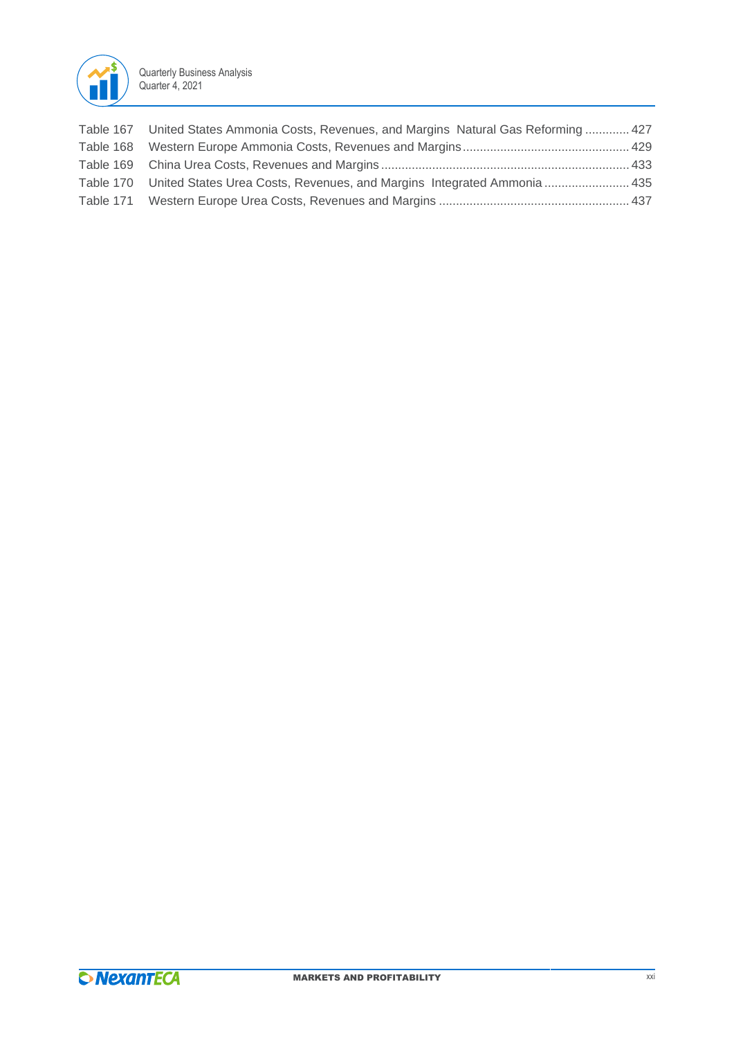Table 167 United States Ammonia Costs, Revenues, and Margins Natural Gas Reforming ............. 427
Table 168 Western Europe Ammonia Costs, Revenues and Margins................................................ 429
Table 169 China Urea Costs, Revenues and Margins........................................................................ 433
Table 170 United States Urea Costs, Revenues, and Margins Integrated Ammonia......................... 435
Table 171 Western Europe Urea Costs, Revenues and Margins ....................................................... 437